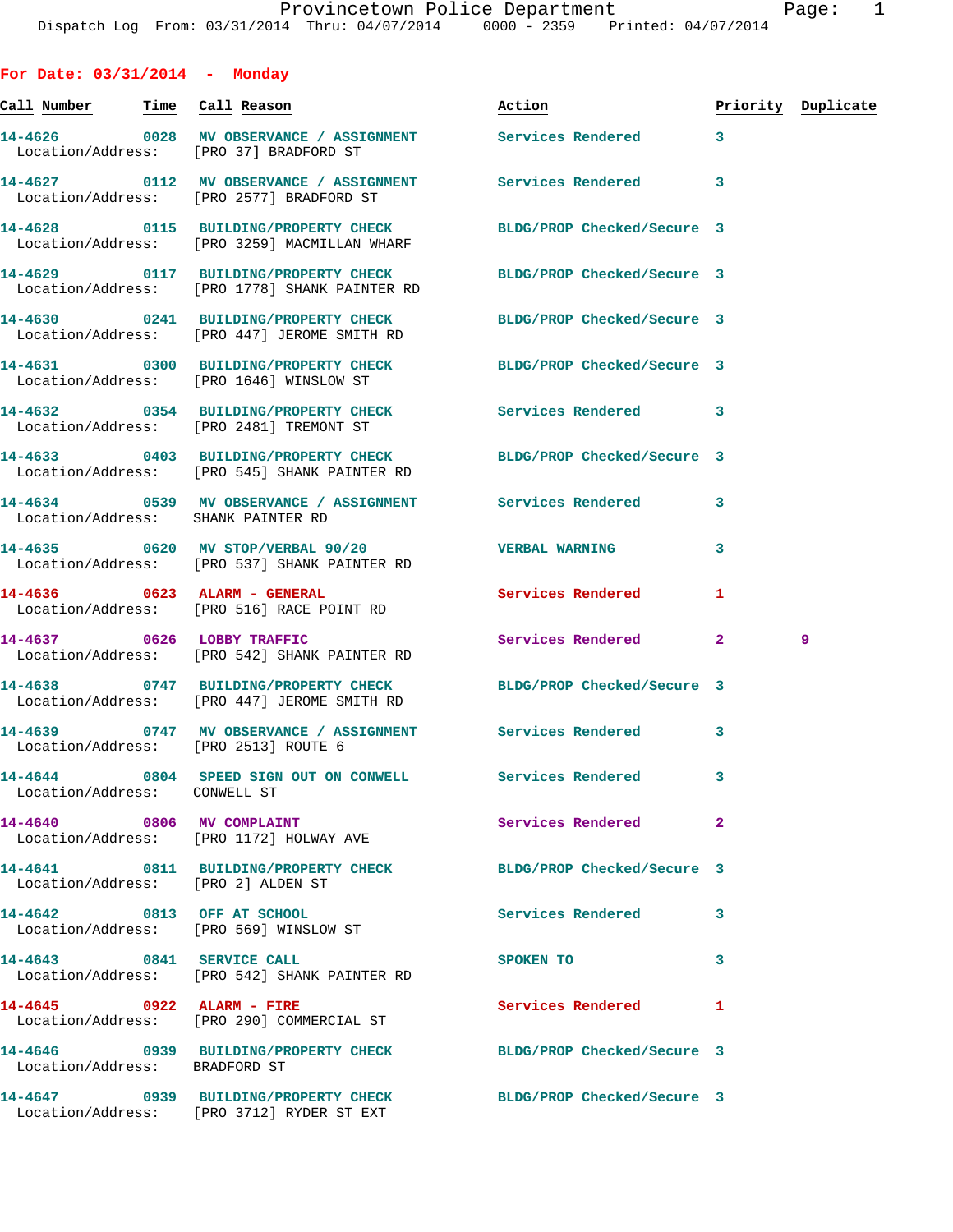Dispatch Log From: 03/31/2014 Thru: 04/07/2014 0000 - 2359 Printed: 04/07/2014

## For Date: 03/31/2014 - Monday

| Call Number | Time | Call Reason | Action | Priority | Duplicate |
|---|---|---|---|---|---|
| 14-4626 | 0028 | MV OBSERVANCE / ASSIGNMENT | Services Rendered | 3 | |
| Location/Address: | | [PRO 37] BRADFORD ST | | | |
| 14-4627 | 0112 | MV OBSERVANCE / ASSIGNMENT | Services Rendered | 3 | |
| Location/Address: | | [PRO 2577] BRADFORD ST | | | |
| 14-4628 | 0115 | BUILDING/PROPERTY CHECK | BLDG/PROP Checked/Secure | 3 | |
| Location/Address: | | [PRO 3259] MACMILLAN WHARF | | | |
| 14-4629 | 0117 | BUILDING/PROPERTY CHECK | BLDG/PROP Checked/Secure | 3 | |
| Location/Address: | | [PRO 1778] SHANK PAINTER RD | | | |
| 14-4630 | 0241 | BUILDING/PROPERTY CHECK | BLDG/PROP Checked/Secure | 3 | |
| Location/Address: | | [PRO 447] JEROME SMITH RD | | | |
| 14-4631 | 0300 | BUILDING/PROPERTY CHECK | BLDG/PROP Checked/Secure | 3 | |
| Location/Address: | | [PRO 1646] WINSLOW ST | | | |
| 14-4632 | 0354 | BUILDING/PROPERTY CHECK | Services Rendered | 3 | |
| Location/Address: | | [PRO 2481] TREMONT ST | | | |
| 14-4633 | 0403 | BUILDING/PROPERTY CHECK | BLDG/PROP Checked/Secure | 3 | |
| Location/Address: | | [PRO 545] SHANK PAINTER RD | | | |
| 14-4634 | 0539 | MV OBSERVANCE / ASSIGNMENT | Services Rendered | 3 | |
| Location/Address: | | SHANK PAINTER RD | | | |
| 14-4635 | 0620 | MV STOP/VERBAL 90/20 | VERBAL WARNING | 3 | |
| Location/Address: | | [PRO 537] SHANK PAINTER RD | | | |
| 14-4636 | 0623 | ALARM - GENERAL | Services Rendered | 1 | |
| Location/Address: | | [PRO 516] RACE POINT RD | | | |
| 14-4637 | 0626 | LOBBY TRAFFIC | Services Rendered | 2 | 9 |
| Location/Address: | | [PRO 542] SHANK PAINTER RD | | | |
| 14-4638 | 0747 | BUILDING/PROPERTY CHECK | BLDG/PROP Checked/Secure | 3 | |
| Location/Address: | | [PRO 447] JEROME SMITH RD | | | |
| 14-4639 | 0747 | MV OBSERVANCE / ASSIGNMENT | Services Rendered | 3 | |
| Location/Address: | | [PRO 2513] ROUTE 6 | | | |
| 14-4644 | 0804 | SPEED SIGN OUT ON CONWELL | Services Rendered | 3 | |
| Location/Address: | | CONWELL ST | | | |
| 14-4640 | 0806 | MV COMPLAINT | Services Rendered | 2 | |
| Location/Address: | | [PRO 1172] HOLWAY AVE | | | |
| 14-4641 | 0811 | BUILDING/PROPERTY CHECK | BLDG/PROP Checked/Secure | 3 | |
| Location/Address: | | [PRO 2] ALDEN ST | | | |
| 14-4642 | 0813 | OFF AT SCHOOL | Services Rendered | 3 | |
| Location/Address: | | [PRO 569] WINSLOW ST | | | |
| 14-4643 | 0841 | SERVICE CALL | SPOKEN TO | 3 | |
| Location/Address: | | [PRO 542] SHANK PAINTER RD | | | |
| 14-4645 | 0922 | ALARM - FIRE | Services Rendered | 1 | |
| Location/Address: | | [PRO 290] COMMERCIAL ST | | | |
| 14-4646 | 0939 | BUILDING/PROPERTY CHECK | BLDG/PROP Checked/Secure | 3 | |
| Location/Address: | | BRADFORD ST | | | |
| 14-4647 | 0939 | BUILDING/PROPERTY CHECK | BLDG/PROP Checked/Secure | 3 | |
| Location/Address: | | [PRO 3712] RYDER ST EXT | | | |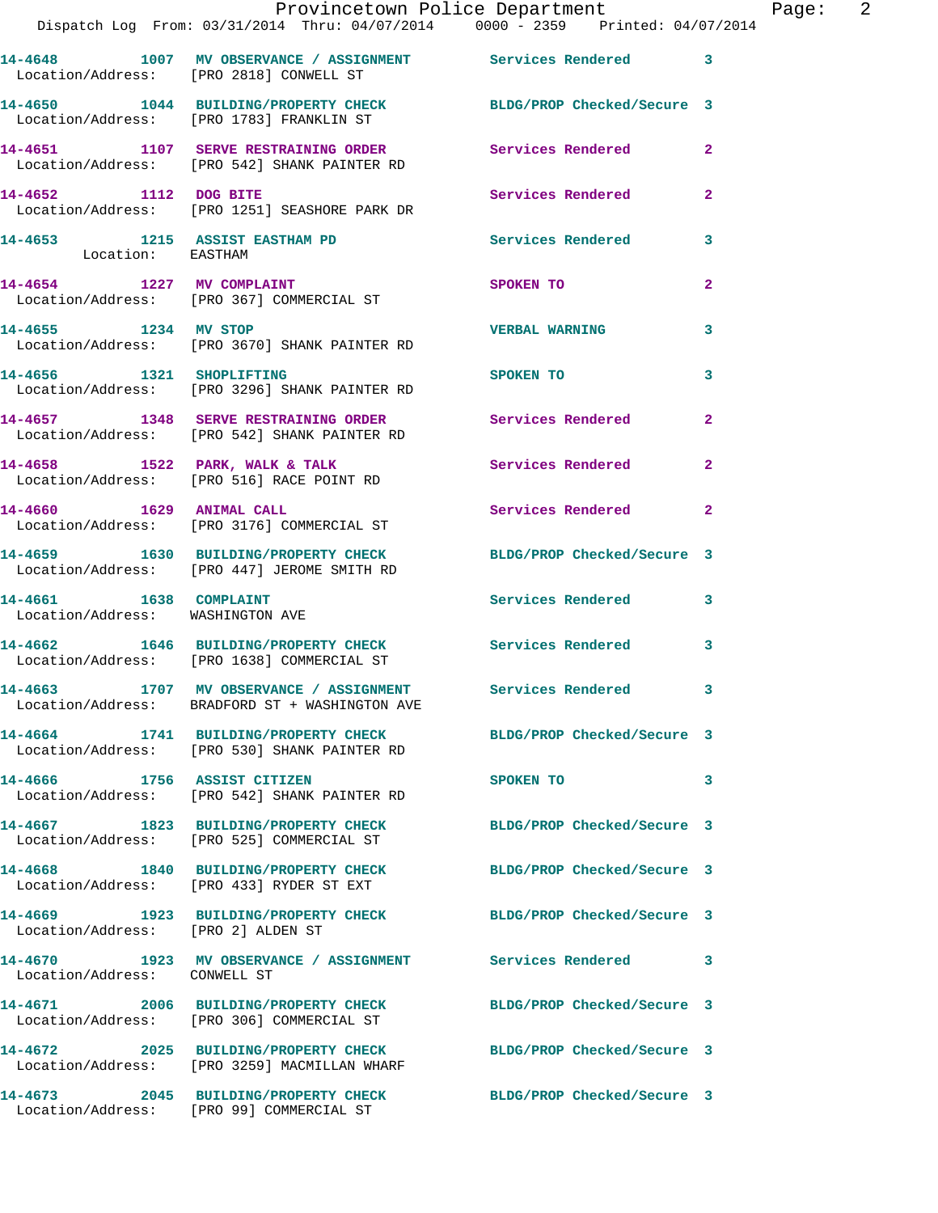14-4648 1007 MV OBSERVANCE / ASSIGNMENT Services Rendered 3
Location/Address: [PRO 2818] CONWELL ST

14-4650 1044 BUILDING/PROPERTY CHECK BLDG/PROP Checked/Secure 3
Location/Address: [PRO 1783] FRANKLIN ST

14-4651 1107 SERVE RESTRAINING ORDER Services Rendered 2
Location/Address: [PRO 542] SHANK PAINTER RD

14-4652 1112 DOG BITE Services Rendered 2
Location/Address: [PRO 1251] SEASHORE PARK DR

14-4653 1215 ASSIST EASTHAM PD Services Rendered 3
Location: EASTHAM

14-4654 1227 MV COMPLAINT SPOKEN TO 2
Location/Address: [PRO 367] COMMERCIAL ST

14-4655 1234 MV STOP VERBAL WARNING 3
Location/Address: [PRO 3670] SHANK PAINTER RD

14-4656 1321 SHOPLIFTING SPOKEN TO 3
Location/Address: [PRO 3296] SHANK PAINTER RD

14-4657 1348 SERVE RESTRAINING ORDER Services Rendered 2
Location/Address: [PRO 542] SHANK PAINTER RD

14-4658 1522 PARK, WALK & TALK Services Rendered 2
Location/Address: [PRO 516] RACE POINT RD

14-4660 1629 ANIMAL CALL Services Rendered 2
Location/Address: [PRO 3176] COMMERCIAL ST

14-4659 1630 BUILDING/PROPERTY CHECK BLDG/PROP Checked/Secure 3
Location/Address: [PRO 447] JEROME SMITH RD

14-4661 1638 COMPLAINT Services Rendered 3
Location/Address: WASHINGTON AVE

14-4662 1646 BUILDING/PROPERTY CHECK Services Rendered 3
Location/Address: [PRO 1638] COMMERCIAL ST

14-4663 1707 MV OBSERVANCE / ASSIGNMENT Services Rendered 3
Location/Address: BRADFORD ST + WASHINGTON AVE

14-4664 1741 BUILDING/PROPERTY CHECK BLDG/PROP Checked/Secure 3
Location/Address: [PRO 530] SHANK PAINTER RD

14-4666 1756 ASSIST CITIZEN SPOKEN TO 3
Location/Address: [PRO 542] SHANK PAINTER RD

14-4667 1823 BUILDING/PROPERTY CHECK BLDG/PROP Checked/Secure 3
Location/Address: [PRO 525] COMMERCIAL ST

14-4668 1840 BUILDING/PROPERTY CHECK BLDG/PROP Checked/Secure 3
Location/Address: [PRO 433] RYDER ST EXT

14-4669 1923 BUILDING/PROPERTY CHECK BLDG/PROP Checked/Secure 3
Location/Address: [PRO 2] ALDEN ST

14-4670 1923 MV OBSERVANCE / ASSIGNMENT Services Rendered 3
Location/Address: CONWELL ST

14-4671 2006 BUILDING/PROPERTY CHECK BLDG/PROP Checked/Secure 3
Location/Address: [PRO 306] COMMERCIAL ST

14-4672 2025 BUILDING/PROPERTY CHECK BLDG/PROP Checked/Secure 3
Location/Address: [PRO 3259] MACMILLAN WHARF

14-4673 2045 BUILDING/PROPERTY CHECK BLDG/PROP Checked/Secure 3
Location/Address: [PRO 99] COMMERCIAL ST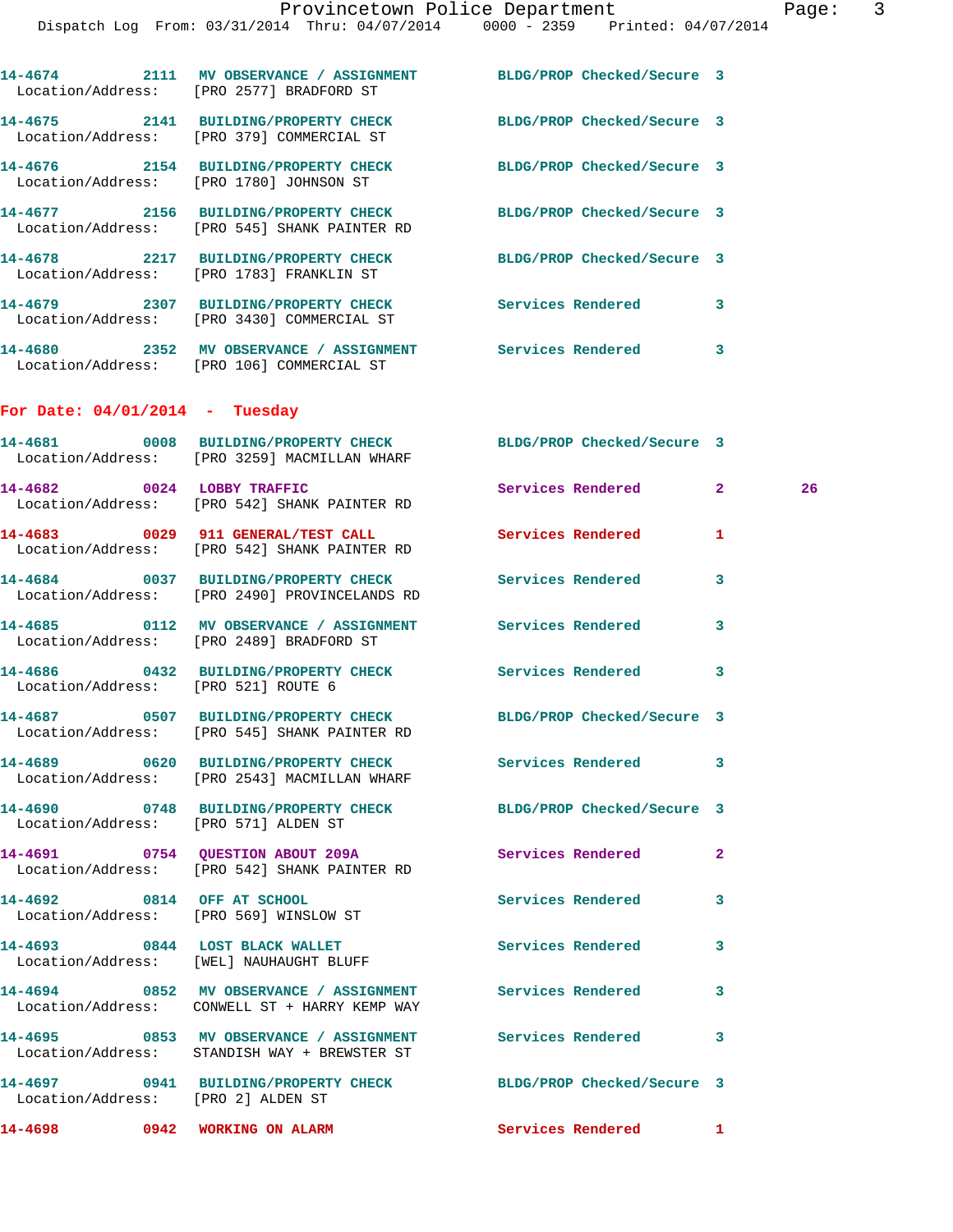14-4674 2111 MV OBSERVANCE / ASSIGNMENT BLDG/PROP Checked/Secure 3
Location/Address: [PRO 2577] BRADFORD ST

14-4675 2141 BUILDING/PROPERTY CHECK BLDG/PROP Checked/Secure 3
Location/Address: [PRO 379] COMMERCIAL ST

14-4676 2154 BUILDING/PROPERTY CHECK BLDG/PROP Checked/Secure 3
Location/Address: [PRO 1780] JOHNSON ST

14-4677 2156 BUILDING/PROPERTY CHECK BLDG/PROP Checked/Secure 3
Location/Address: [PRO 545] SHANK PAINTER RD

14-4678 2217 BUILDING/PROPERTY CHECK BLDG/PROP Checked/Secure 3
Location/Address: [PRO 1783] FRANKLIN ST

14-4679 2307 BUILDING/PROPERTY CHECK Services Rendered 3
Location/Address: [PRO 3430] COMMERCIAL ST

14-4680 2352 MV OBSERVANCE / ASSIGNMENT Services Rendered 3
Location/Address: [PRO 106] COMMERCIAL ST

## For Date: 04/01/2014 - Tuesday

14-4681 0008 BUILDING/PROPERTY CHECK BLDG/PROP Checked/Secure 3
Location/Address: [PRO 3259] MACMILLAN WHARF

14-4682 0024 LOBBY TRAFFIC Services Rendered 2 26
Location/Address: [PRO 542] SHANK PAINTER RD

14-4683 0029 911 GENERAL/TEST CALL Services Rendered 1
Location/Address: [PRO 542] SHANK PAINTER RD

14-4684 0037 BUILDING/PROPERTY CHECK Services Rendered 3
Location/Address: [PRO 2490] PROVINCELANDS RD

14-4685 0112 MV OBSERVANCE / ASSIGNMENT Services Rendered 3
Location/Address: [PRO 2489] BRADFORD ST

14-4686 0432 BUILDING/PROPERTY CHECK Services Rendered 3
Location/Address: [PRO 521] ROUTE 6

14-4687 0507 BUILDING/PROPERTY CHECK BLDG/PROP Checked/Secure 3
Location/Address: [PRO 545] SHANK PAINTER RD

14-4689 0620 BUILDING/PROPERTY CHECK Services Rendered 3
Location/Address: [PRO 2543] MACMILLAN WHARF

14-4690 0748 BUILDING/PROPERTY CHECK BLDG/PROP Checked/Secure 3
Location/Address: [PRO 571] ALDEN ST

14-4691 0754 QUESTION ABOUT 209A Services Rendered 2
Location/Address: [PRO 542] SHANK PAINTER RD

14-4692 0814 OFF AT SCHOOL Services Rendered 3
Location/Address: [PRO 569] WINSLOW ST

14-4693 0844 LOST BLACK WALLET Services Rendered 3
Location/Address: [WEL] NAUHAUGHT BLUFF

14-4694 0852 MV OBSERVANCE / ASSIGNMENT Services Rendered 3
Location/Address: CONWELL ST + HARRY KEMP WAY

14-4695 0853 MV OBSERVANCE / ASSIGNMENT Services Rendered 3
Location/Address: STANDISH WAY + BREWSTER ST

14-4697 0941 BUILDING/PROPERTY CHECK BLDG/PROP Checked/Secure 3
Location/Address: [PRO 2] ALDEN ST

14-4698 0942 WORKING ON ALARM Services Rendered 1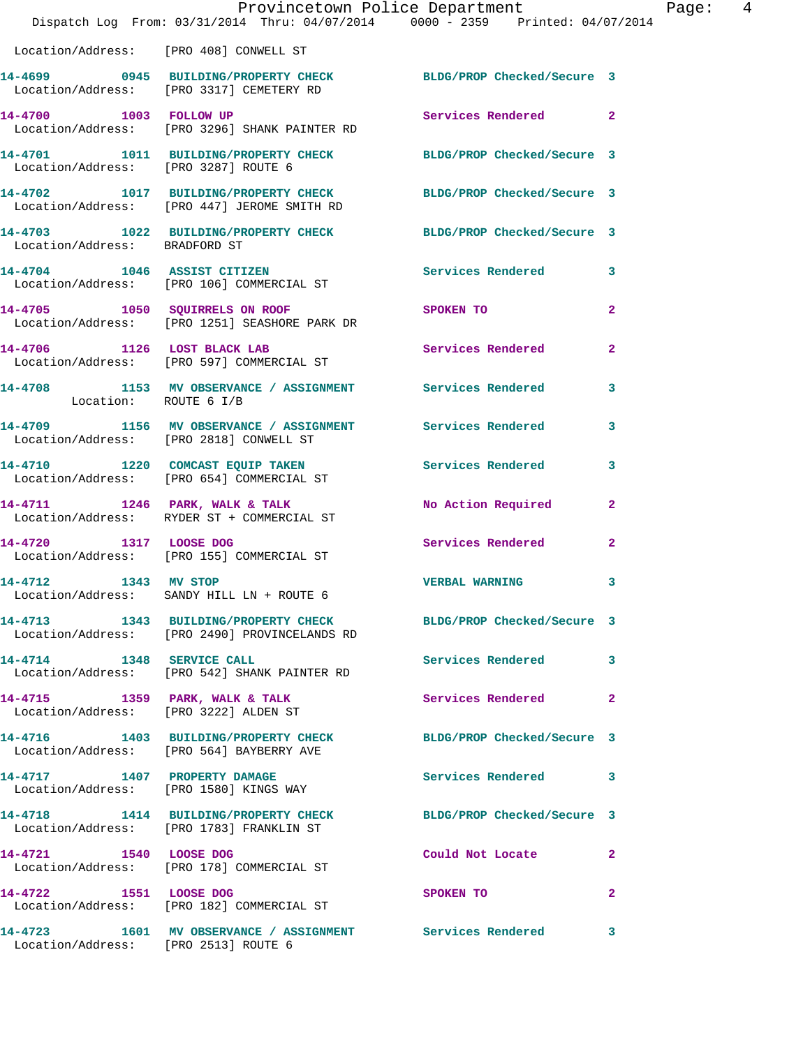Location/Address: [PRO 408] CONWELL ST

**14-4699 0945 BUILDING/PROPERTY CHECK** BLDG/PROP Checked/Secure 3
Location/Address: [PRO 3317] CEMETERY RD

**14-4700 1003 FOLLOW UP** Services Rendered 2
Location/Address: [PRO 3296] SHANK PAINTER RD

**14-4701 1011 BUILDING/PROPERTY CHECK** BLDG/PROP Checked/Secure 3
Location/Address: [PRO 3287] ROUTE 6

**14-4702 1017 BUILDING/PROPERTY CHECK** BLDG/PROP Checked/Secure 3
Location/Address: [PRO 447] JEROME SMITH RD

**14-4703 1022 BUILDING/PROPERTY CHECK** BLDG/PROP Checked/Secure 3
Location/Address: BRADFORD ST

**14-4704 1046 ASSIST CITIZEN** Services Rendered 3
Location/Address: [PRO 106] COMMERCIAL ST

**14-4705 1050 SQUIRRELS ON ROOF** SPOKEN TO 2
Location/Address: [PRO 1251] SEASHORE PARK DR

**14-4706 1126 LOST BLACK LAB** Services Rendered 2
Location/Address: [PRO 597] COMMERCIAL ST

**14-4708 1153 MV OBSERVANCE / ASSIGNMENT** Services Rendered 3
Location: ROUTE 6 I/B

**14-4709 1156 MV OBSERVANCE / ASSIGNMENT** Services Rendered 3
Location/Address: [PRO 2818] CONWELL ST

**14-4710 1220 COMCAST EQUIP TAKEN** Services Rendered 3
Location/Address: [PRO 654] COMMERCIAL ST

**14-4711 1246 PARK, WALK & TALK** No Action Required 2
Location/Address: RYDER ST + COMMERCIAL ST

**14-4720 1317 LOOSE DOG** Services Rendered 2
Location/Address: [PRO 155] COMMERCIAL ST

**14-4712 1343 MV STOP** VERBAL WARNING 3
Location/Address: SANDY HILL LN + ROUTE 6

**14-4713 1343 BUILDING/PROPERTY CHECK** BLDG/PROP Checked/Secure 3
Location/Address: [PRO 2490] PROVINCELANDS RD

**14-4714 1348 SERVICE CALL** Services Rendered 3
Location/Address: [PRO 542] SHANK PAINTER RD

**14-4715 1359 PARK, WALK & TALK** Services Rendered 2
Location/Address: [PRO 3222] ALDEN ST

**14-4716 1403 BUILDING/PROPERTY CHECK** BLDG/PROP Checked/Secure 3
Location/Address: [PRO 564] BAYBERRY AVE

**14-4717 1407 PROPERTY DAMAGE** Services Rendered 3
Location/Address: [PRO 1580] KINGS WAY

**14-4718 1414 BUILDING/PROPERTY CHECK** BLDG/PROP Checked/Secure 3
Location/Address: [PRO 1783] FRANKLIN ST

**14-4721 1540 LOOSE DOG** Could Not Locate 2
Location/Address: [PRO 178] COMMERCIAL ST

**14-4722 1551 LOOSE DOG** SPOKEN TO 2
Location/Address: [PRO 182] COMMERCIAL ST

**14-4723 1601 MV OBSERVANCE / ASSIGNMENT** Services Rendered 3
Location/Address: [PRO 2513] ROUTE 6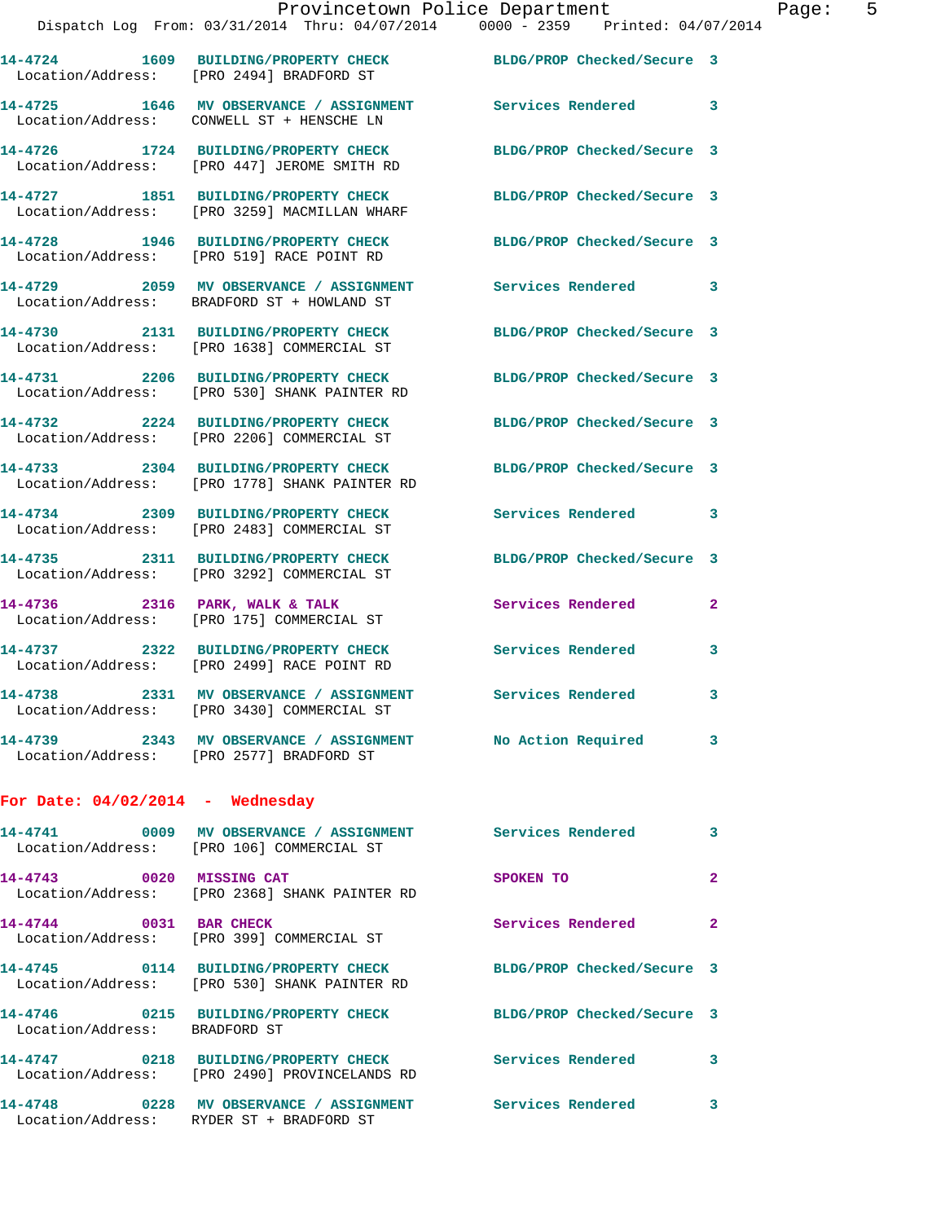14-4724 1609 BUILDING/PROPERTY CHECK BLDG/PROP Checked/Secure 3
Location/Address: [PRO 2494] BRADFORD ST

14-4725 1646 MV OBSERVANCE / ASSIGNMENT Services Rendered 3
Location/Address: CONWELL ST + HENSCHE LN

14-4726 1724 BUILDING/PROPERTY CHECK BLDG/PROP Checked/Secure 3
Location/Address: [PRO 447] JEROME SMITH RD

14-4727 1851 BUILDING/PROPERTY CHECK BLDG/PROP Checked/Secure 3
Location/Address: [PRO 3259] MACMILLAN WHARF

14-4728 1946 BUILDING/PROPERTY CHECK BLDG/PROP Checked/Secure 3
Location/Address: [PRO 519] RACE POINT RD

14-4729 2059 MV OBSERVANCE / ASSIGNMENT Services Rendered 3
Location/Address: BRADFORD ST + HOWLAND ST

14-4730 2131 BUILDING/PROPERTY CHECK BLDG/PROP Checked/Secure 3
Location/Address: [PRO 1638] COMMERCIAL ST

14-4731 2206 BUILDING/PROPERTY CHECK BLDG/PROP Checked/Secure 3
Location/Address: [PRO 530] SHANK PAINTER RD

14-4732 2224 BUILDING/PROPERTY CHECK BLDG/PROP Checked/Secure 3
Location/Address: [PRO 2206] COMMERCIAL ST

14-4733 2304 BUILDING/PROPERTY CHECK BLDG/PROP Checked/Secure 3
Location/Address: [PRO 1778] SHANK PAINTER RD

14-4734 2309 BUILDING/PROPERTY CHECK Services Rendered 3
Location/Address: [PRO 2483] COMMERCIAL ST

14-4735 2311 BUILDING/PROPERTY CHECK BLDG/PROP Checked/Secure 3
Location/Address: [PRO 3292] COMMERCIAL ST

14-4736 2316 PARK, WALK & TALK Services Rendered 2
Location/Address: [PRO 175] COMMERCIAL ST

14-4737 2322 BUILDING/PROPERTY CHECK Services Rendered 3
Location/Address: [PRO 2499] RACE POINT RD

14-4738 2331 MV OBSERVANCE / ASSIGNMENT Services Rendered 3
Location/Address: [PRO 3430] COMMERCIAL ST

14-4739 2343 MV OBSERVANCE / ASSIGNMENT No Action Required 3
Location/Address: [PRO 2577] BRADFORD ST

## For Date: 04/02/2014 - Wednesday

14-4741 0009 MV OBSERVANCE / ASSIGNMENT Services Rendered 3
Location/Address: [PRO 106] COMMERCIAL ST

14-4743 0020 MISSING CAT SPOKEN TO 2
Location/Address: [PRO 2368] SHANK PAINTER RD

14-4744 0031 BAR CHECK Services Rendered 2
Location/Address: [PRO 399] COMMERCIAL ST

14-4745 0114 BUILDING/PROPERTY CHECK BLDG/PROP Checked/Secure 3
Location/Address: [PRO 530] SHANK PAINTER RD

14-4746 0215 BUILDING/PROPERTY CHECK BLDG/PROP Checked/Secure 3
Location/Address: BRADFORD ST

14-4747 0218 BUILDING/PROPERTY CHECK Services Rendered 3
Location/Address: [PRO 2490] PROVINCELANDS RD

14-4748 0228 MV OBSERVANCE / ASSIGNMENT Services Rendered 3
Location/Address: RYDER ST + BRADFORD ST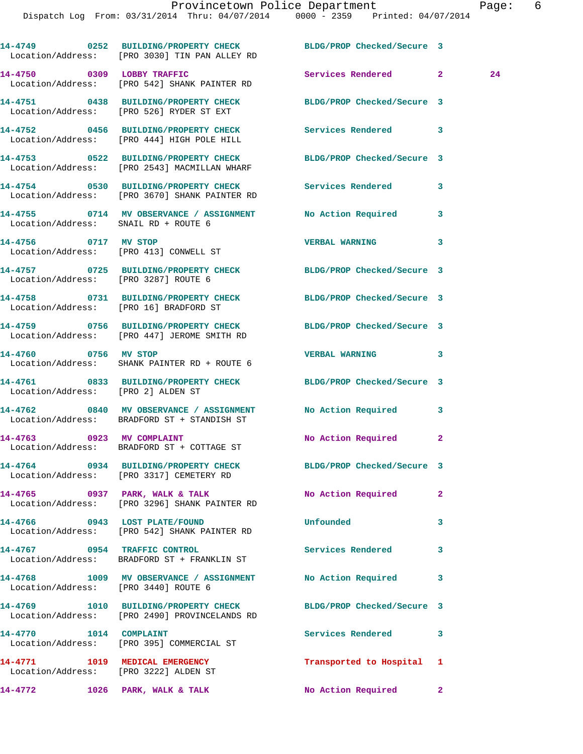14-4749 0252 BUILDING/PROPERTY CHECK BLDG/PROP Checked/Secure 3
Location/Address: [PRO 3030] TIN PAN ALLEY RD

14-4750 0309 LOBBY TRAFFIC Services Rendered 2 24
Location/Address: [PRO 542] SHANK PAINTER RD

14-4751 0438 BUILDING/PROPERTY CHECK BLDG/PROP Checked/Secure 3
Location/Address: [PRO 526] RYDER ST EXT

14-4752 0456 BUILDING/PROPERTY CHECK Services Rendered 3
Location/Address: [PRO 444] HIGH POLE HILL

14-4753 0522 BUILDING/PROPERTY CHECK BLDG/PROP Checked/Secure 3
Location/Address: [PRO 2543] MACMILLAN WHARF

14-4754 0530 BUILDING/PROPERTY CHECK Services Rendered 3
Location/Address: [PRO 3670] SHANK PAINTER RD

14-4755 0714 MV OBSERVANCE / ASSIGNMENT No Action Required 3
Location/Address: SNAIL RD + ROUTE 6

14-4756 0717 MV STOP VERBAL WARNING 3
Location/Address: [PRO 413] CONWELL ST

14-4757 0725 BUILDING/PROPERTY CHECK BLDG/PROP Checked/Secure 3
Location/Address: [PRO 3287] ROUTE 6

14-4758 0731 BUILDING/PROPERTY CHECK BLDG/PROP Checked/Secure 3
Location/Address: [PRO 16] BRADFORD ST

14-4759 0756 BUILDING/PROPERTY CHECK BLDG/PROP Checked/Secure 3
Location/Address: [PRO 447] JEROME SMITH RD

14-4760 0756 MV STOP VERBAL WARNING 3
Location/Address: SHANK PAINTER RD + ROUTE 6

14-4761 0833 BUILDING/PROPERTY CHECK BLDG/PROP Checked/Secure 3
Location/Address: [PRO 2] ALDEN ST

14-4762 0840 MV OBSERVANCE / ASSIGNMENT No Action Required 3
Location/Address: BRADFORD ST + STANDISH ST

14-4763 0923 MV COMPLAINT No Action Required 2
Location/Address: BRADFORD ST + COTTAGE ST

14-4764 0934 BUILDING/PROPERTY CHECK BLDG/PROP Checked/Secure 3
Location/Address: [PRO 3317] CEMETERY RD

14-4765 0937 PARK, WALK & TALK No Action Required 2
Location/Address: [PRO 3296] SHANK PAINTER RD

14-4766 0943 LOST PLATE/FOUND Unfounded 3
Location/Address: [PRO 542] SHANK PAINTER RD

14-4767 0954 TRAFFIC CONTROL Services Rendered 3
Location/Address: BRADFORD ST + FRANKLIN ST

14-4768 1009 MV OBSERVANCE / ASSIGNMENT No Action Required 3
Location/Address: [PRO 3440] ROUTE 6

14-4769 1010 BUILDING/PROPERTY CHECK BLDG/PROP Checked/Secure 3
Location/Address: [PRO 2490] PROVINCELANDS RD

14-4770 1014 COMPLAINT Services Rendered 3
Location/Address: [PRO 395] COMMERCIAL ST

14-4771 1019 MEDICAL EMERGENCY Transported to Hospital 1
Location/Address: [PRO 3222] ALDEN ST

14-4772 1026 PARK, WALK & TALK No Action Required 2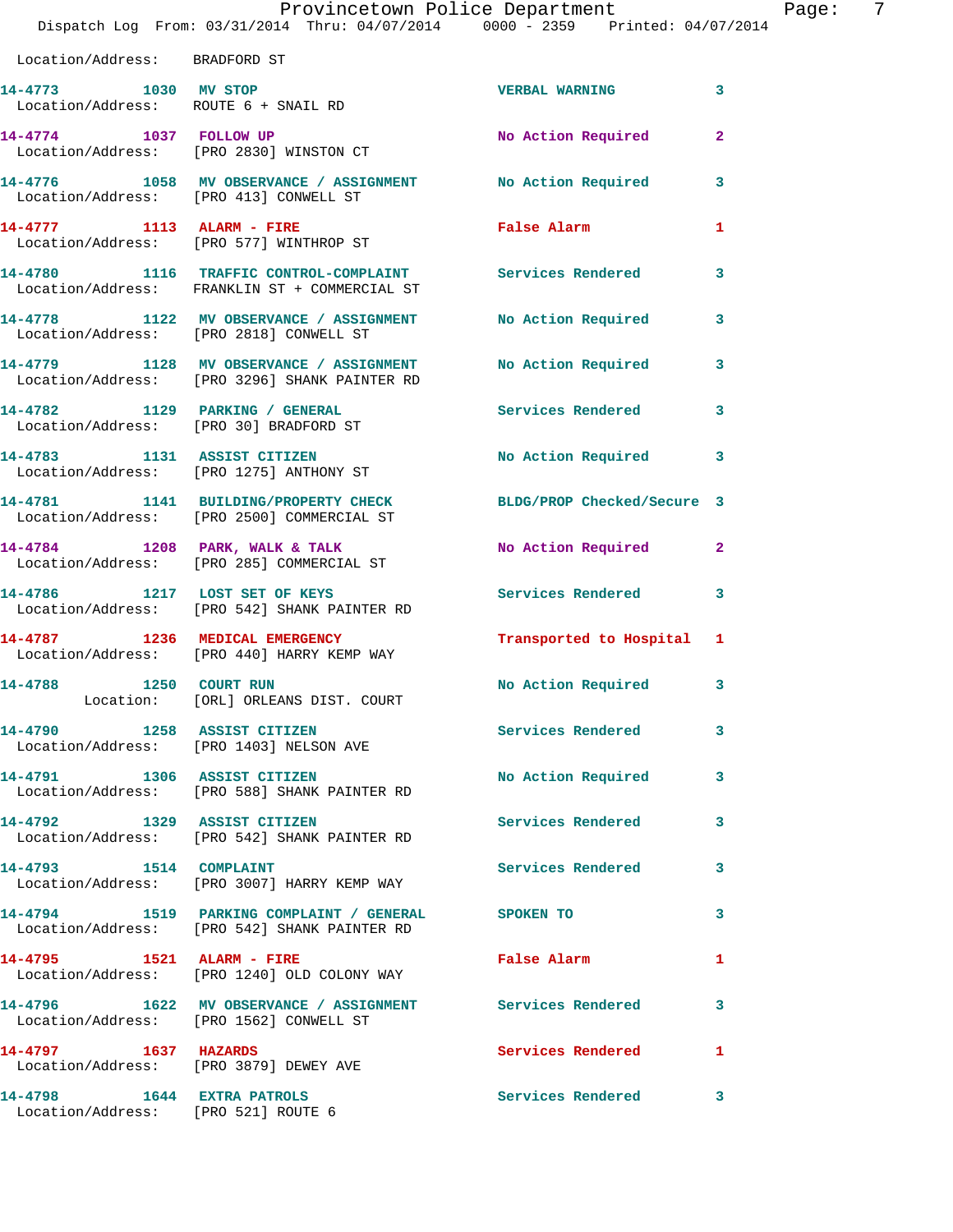Location/Address: BRADFORD ST

| Call # | Time | Call Reason | Action | Priority |
|---|---|---|---|---|
| 14-4773 | 1030 | MV STOP | VERBAL WARNING | 3 |
| Location/Address: | | ROUTE 6 + SNAIL RD | | |
| 14-4774 | 1037 | FOLLOW UP | No Action Required | 2 |
| Location/Address: | | [PRO 2830] WINSTON CT | | |
| 14-4776 | 1058 | MV OBSERVANCE / ASSIGNMENT | No Action Required | 3 |
| Location/Address: | | [PRO 413] CONWELL ST | | |
| 14-4777 | 1113 | ALARM - FIRE | False Alarm | 1 |
| Location/Address: | | [PRO 577] WINTHROP ST | | |
| 14-4780 | 1116 | TRAFFIC CONTROL-COMPLAINT | Services Rendered | 3 |
| Location/Address: | | FRANKLIN ST + COMMERCIAL ST | | |
| 14-4778 | 1122 | MV OBSERVANCE / ASSIGNMENT | No Action Required | 3 |
| Location/Address: | | [PRO 2818] CONWELL ST | | |
| 14-4779 | 1128 | MV OBSERVANCE / ASSIGNMENT | No Action Required | 3 |
| Location/Address: | | [PRO 3296] SHANK PAINTER RD | | |
| 14-4782 | 1129 | PARKING / GENERAL | Services Rendered | 3 |
| Location/Address: | | [PRO 30] BRADFORD ST | | |
| 14-4783 | 1131 | ASSIST CITIZEN | No Action Required | 3 |
| Location/Address: | | [PRO 1275] ANTHONY ST | | |
| 14-4781 | 1141 | BUILDING/PROPERTY CHECK | BLDG/PROP Checked/Secure | 3 |
| Location/Address: | | [PRO 2500] COMMERCIAL ST | | |
| 14-4784 | 1208 | PARK, WALK & TALK | No Action Required | 2 |
| Location/Address: | | [PRO 285] COMMERCIAL ST | | |
| 14-4786 | 1217 | LOST SET OF KEYS | Services Rendered | 3 |
| Location/Address: | | [PRO 542] SHANK PAINTER RD | | |
| 14-4787 | 1236 | MEDICAL EMERGENCY | Transported to Hospital | 1 |
| Location/Address: | | [PRO 440] HARRY KEMP WAY | | |
| 14-4788 | 1250 | COURT RUN | No Action Required | 3 |
| Location: | | [ORL] ORLEANS DIST. COURT | | |
| 14-4790 | 1258 | ASSIST CITIZEN | Services Rendered | 3 |
| Location/Address: | | [PRO 1403] NELSON AVE | | |
| 14-4791 | 1306 | ASSIST CITIZEN | No Action Required | 3 |
| Location/Address: | | [PRO 588] SHANK PAINTER RD | | |
| 14-4792 | 1329 | ASSIST CITIZEN | Services Rendered | 3 |
| Location/Address: | | [PRO 542] SHANK PAINTER RD | | |
| 14-4793 | 1514 | COMPLAINT | Services Rendered | 3 |
| Location/Address: | | [PRO 3007] HARRY KEMP WAY | | |
| 14-4794 | 1519 | PARKING COMPLAINT / GENERAL | SPOKEN TO | 3 |
| Location/Address: | | [PRO 542] SHANK PAINTER RD | | |
| 14-4795 | 1521 | ALARM - FIRE | False Alarm | 1 |
| Location/Address: | | [PRO 1240] OLD COLONY WAY | | |
| 14-4796 | 1622 | MV OBSERVANCE / ASSIGNMENT | Services Rendered | 3 |
| Location/Address: | | [PRO 1562] CONWELL ST | | |
| 14-4797 | 1637 | HAZARDS | Services Rendered | 1 |
| Location/Address: | | [PRO 3879] DEWEY AVE | | |
| 14-4798 | 1644 | EXTRA PATROLS | Services Rendered | 3 |
| Location/Address: | | [PRO 521] ROUTE 6 | | |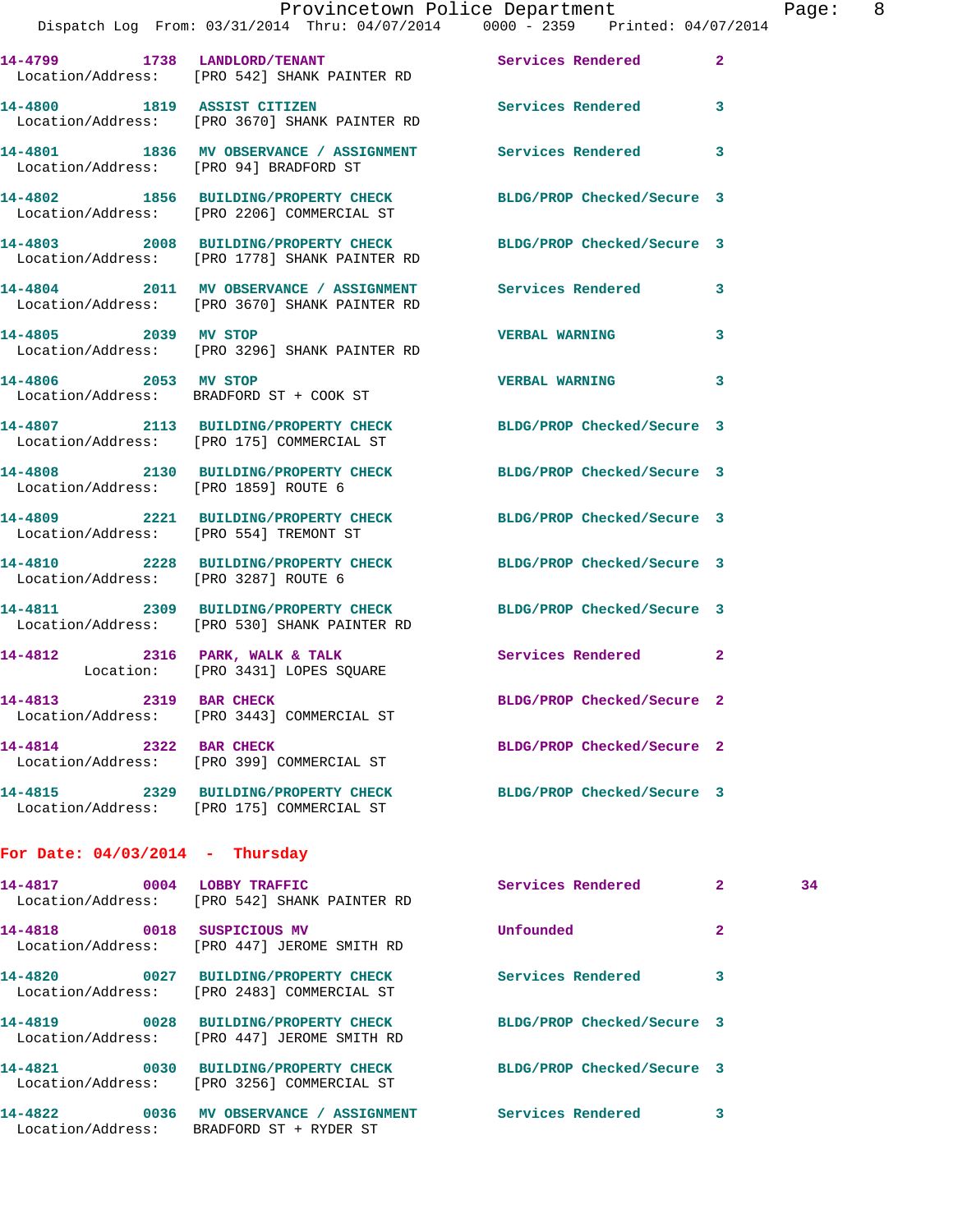14-4799 1738 LANDLORD/TENANT Services Rendered 2
Location/Address: [PRO 542] SHANK PAINTER RD

14-4800 1819 ASSIST CITIZEN Services Rendered 3
Location/Address: [PRO 3670] SHANK PAINTER RD

14-4801 1836 MV OBSERVANCE / ASSIGNMENT Services Rendered 3
Location/Address: [PRO 94] BRADFORD ST

14-4802 1856 BUILDING/PROPERTY CHECK BLDG/PROP Checked/Secure 3
Location/Address: [PRO 2206] COMMERCIAL ST

14-4803 2008 BUILDING/PROPERTY CHECK BLDG/PROP Checked/Secure 3
Location/Address: [PRO 1778] SHANK PAINTER RD

14-4804 2011 MV OBSERVANCE / ASSIGNMENT Services Rendered 3
Location/Address: [PRO 3670] SHANK PAINTER RD

14-4805 2039 MV STOP VERBAL WARNING 3
Location/Address: [PRO 3296] SHANK PAINTER RD

14-4806 2053 MV STOP VERBAL WARNING 3
Location/Address: BRADFORD ST + COOK ST

14-4807 2113 BUILDING/PROPERTY CHECK BLDG/PROP Checked/Secure 3
Location/Address: [PRO 175] COMMERCIAL ST

14-4808 2130 BUILDING/PROPERTY CHECK BLDG/PROP Checked/Secure 3
Location/Address: [PRO 1859] ROUTE 6

14-4809 2221 BUILDING/PROPERTY CHECK BLDG/PROP Checked/Secure 3
Location/Address: [PRO 554] TREMONT ST

14-4810 2228 BUILDING/PROPERTY CHECK BLDG/PROP Checked/Secure 3
Location/Address: [PRO 3287] ROUTE 6

14-4811 2309 BUILDING/PROPERTY CHECK BLDG/PROP Checked/Secure 3
Location/Address: [PRO 530] SHANK PAINTER RD

14-4812 2316 PARK, WALK & TALK Services Rendered 2
Location: [PRO 3431] LOPES SQUARE

14-4813 2319 BAR CHECK BLDG/PROP Checked/Secure 2
Location/Address: [PRO 3443] COMMERCIAL ST

14-4814 2322 BAR CHECK BLDG/PROP Checked/Secure 2
Location/Address: [PRO 399] COMMERCIAL ST

14-4815 2329 BUILDING/PROPERTY CHECK BLDG/PROP Checked/Secure 3
Location/Address: [PRO 175] COMMERCIAL ST

## For Date: 04/03/2014 - Thursday

14-4817 0004 LOBBY TRAFFIC Services Rendered 2 34
Location/Address: [PRO 542] SHANK PAINTER RD

14-4818 0018 SUSPICIOUS MV Unfounded 2
Location/Address: [PRO 447] JEROME SMITH RD

14-4820 0027 BUILDING/PROPERTY CHECK Services Rendered 3
Location/Address: [PRO 2483] COMMERCIAL ST

14-4819 0028 BUILDING/PROPERTY CHECK BLDG/PROP Checked/Secure 3
Location/Address: [PRO 447] JEROME SMITH RD

14-4821 0030 BUILDING/PROPERTY CHECK BLDG/PROP Checked/Secure 3
Location/Address: [PRO 3256] COMMERCIAL ST

14-4822 0036 MV OBSERVANCE / ASSIGNMENT Services Rendered 3
Location/Address: BRADFORD ST + RYDER ST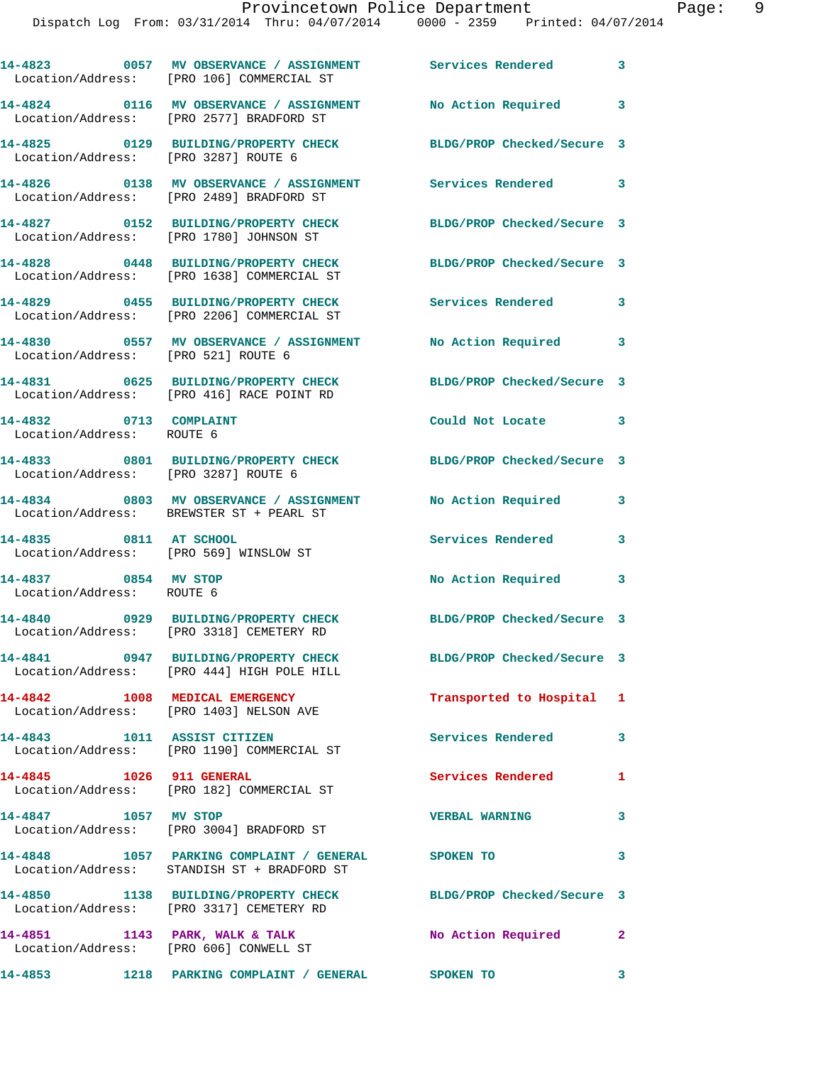14-4823 0057 MV OBSERVANCE / ASSIGNMENT Services Rendered 3
Location/Address: [PRO 106] COMMERCIAL ST

14-4824 0116 MV OBSERVANCE / ASSIGNMENT No Action Required 3
Location/Address: [PRO 2577] BRADFORD ST

14-4825 0129 BUILDING/PROPERTY CHECK BLDG/PROP Checked/Secure 3
Location/Address: [PRO 3287] ROUTE 6

14-4826 0138 MV OBSERVANCE / ASSIGNMENT Services Rendered 3
Location/Address: [PRO 2489] BRADFORD ST

14-4827 0152 BUILDING/PROPERTY CHECK BLDG/PROP Checked/Secure 3
Location/Address: [PRO 1780] JOHNSON ST

14-4828 0448 BUILDING/PROPERTY CHECK BLDG/PROP Checked/Secure 3
Location/Address: [PRO 1638] COMMERCIAL ST

14-4829 0455 BUILDING/PROPERTY CHECK Services Rendered 3
Location/Address: [PRO 2206] COMMERCIAL ST

14-4830 0557 MV OBSERVANCE / ASSIGNMENT No Action Required 3
Location/Address: [PRO 521] ROUTE 6

14-4831 0625 BUILDING/PROPERTY CHECK BLDG/PROP Checked/Secure 3
Location/Address: [PRO 416] RACE POINT RD

14-4832 0713 COMPLAINT Could Not Locate 3
Location/Address: ROUTE 6

14-4833 0801 BUILDING/PROPERTY CHECK BLDG/PROP Checked/Secure 3
Location/Address: [PRO 3287] ROUTE 6

14-4834 0803 MV OBSERVANCE / ASSIGNMENT No Action Required 3
Location/Address: BREWSTER ST + PEARL ST

14-4835 0811 AT SCHOOL Services Rendered 3
Location/Address: [PRO 569] WINSLOW ST

14-4837 0854 MV STOP No Action Required 3
Location/Address: ROUTE 6

14-4840 0929 BUILDING/PROPERTY CHECK BLDG/PROP Checked/Secure 3
Location/Address: [PRO 3318] CEMETERY RD

14-4841 0947 BUILDING/PROPERTY CHECK BLDG/PROP Checked/Secure 3
Location/Address: [PRO 444] HIGH POLE HILL

14-4842 1008 MEDICAL EMERGENCY Transported to Hospital 1
Location/Address: [PRO 1403] NELSON AVE

14-4843 1011 ASSIST CITIZEN Services Rendered 3
Location/Address: [PRO 1190] COMMERCIAL ST

14-4845 1026 911 GENERAL Services Rendered 1
Location/Address: [PRO 182] COMMERCIAL ST

14-4847 1057 MV STOP VERBAL WARNING 3
Location/Address: [PRO 3004] BRADFORD ST

14-4848 1057 PARKING COMPLAINT / GENERAL SPOKEN TO 3
Location/Address: STANDISH ST + BRADFORD ST

14-4850 1138 BUILDING/PROPERTY CHECK BLDG/PROP Checked/Secure 3
Location/Address: [PRO 3317] CEMETERY RD

14-4851 1143 PARK, WALK & TALK No Action Required 2
Location/Address: [PRO 606] CONWELL ST

14-4853 1218 PARKING COMPLAINT / GENERAL SPOKEN TO 3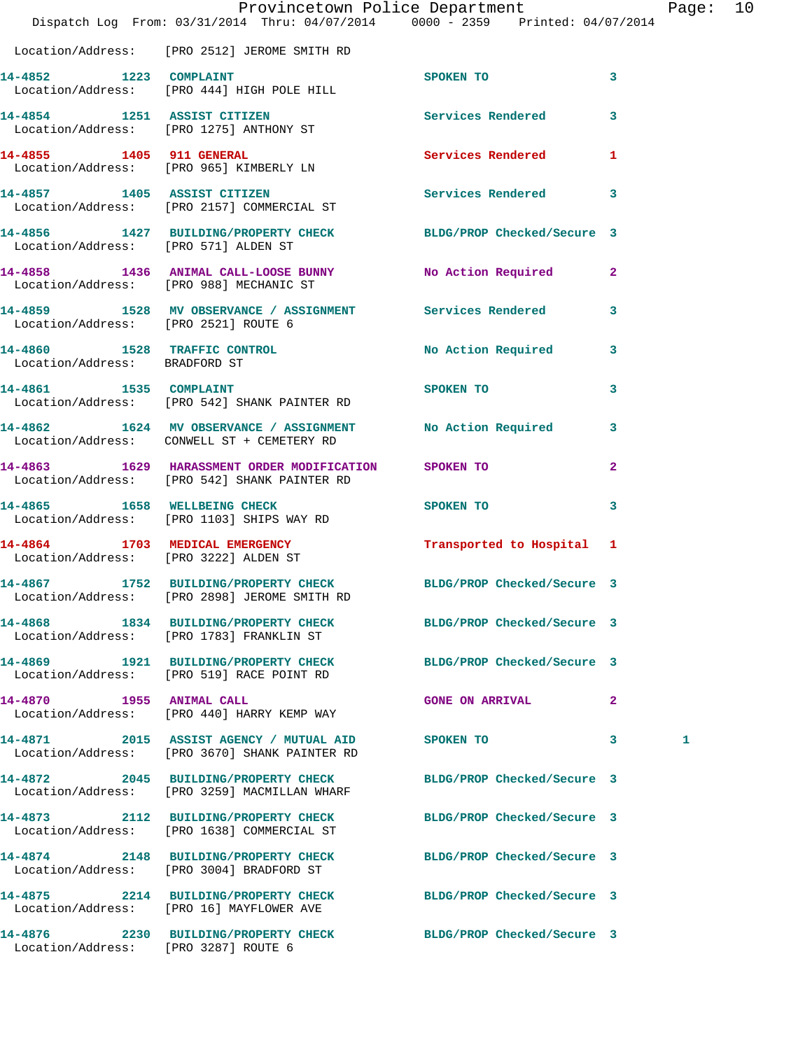Location/Address: [PRO 2512] JEROME SMITH RD

14-4852 1223 COMPLAINT SPOKEN TO 3
Location/Address: [PRO 444] HIGH POLE HILL

14-4854 1251 ASSIST CITIZEN Services Rendered 3
Location/Address: [PRO 1275] ANTHONY ST

14-4855 1405 911 GENERAL Services Rendered 1
Location/Address: [PRO 965] KIMBERLY LN

14-4857 1405 ASSIST CITIZEN Services Rendered 3
Location/Address: [PRO 2157] COMMERCIAL ST

14-4856 1427 BUILDING/PROPERTY CHECK BLDG/PROP Checked/Secure 3
Location/Address: [PRO 571] ALDEN ST

14-4858 1436 ANIMAL CALL-LOOSE BUNNY No Action Required 2
Location/Address: [PRO 988] MECHANIC ST

14-4859 1528 MV OBSERVANCE / ASSIGNMENT Services Rendered 3
Location/Address: [PRO 2521] ROUTE 6

14-4860 1528 TRAFFIC CONTROL No Action Required 3
Location/Address: BRADFORD ST

14-4861 1535 COMPLAINT SPOKEN TO 3
Location/Address: [PRO 542] SHANK PAINTER RD

14-4862 1624 MV OBSERVANCE / ASSIGNMENT No Action Required 3
Location/Address: CONWELL ST + CEMETERY RD

14-4863 1629 HARASSMENT ORDER MODIFICATION SPOKEN TO 2
Location/Address: [PRO 542] SHANK PAINTER RD

14-4865 1658 WELLBEING CHECK SPOKEN TO 3
Location/Address: [PRO 1103] SHIPS WAY RD

14-4864 1703 MEDICAL EMERGENCY Transported to Hospital 1
Location/Address: [PRO 3222] ALDEN ST

14-4867 1752 BUILDING/PROPERTY CHECK BLDG/PROP Checked/Secure 3
Location/Address: [PRO 2898] JEROME SMITH RD

14-4868 1834 BUILDING/PROPERTY CHECK BLDG/PROP Checked/Secure 3
Location/Address: [PRO 1783] FRANKLIN ST

14-4869 1921 BUILDING/PROPERTY CHECK BLDG/PROP Checked/Secure 3
Location/Address: [PRO 519] RACE POINT RD

14-4870 1955 ANIMAL CALL GONE ON ARRIVAL 2
Location/Address: [PRO 440] HARRY KEMP WAY

14-4871 2015 ASSIST AGENCY / MUTUAL AID SPOKEN TO 3 1
Location/Address: [PRO 3670] SHANK PAINTER RD

14-4872 2045 BUILDING/PROPERTY CHECK BLDG/PROP Checked/Secure 3
Location/Address: [PRO 3259] MACMILLAN WHARF

14-4873 2112 BUILDING/PROPERTY CHECK BLDG/PROP Checked/Secure 3
Location/Address: [PRO 1638] COMMERCIAL ST

14-4874 2148 BUILDING/PROPERTY CHECK BLDG/PROP Checked/Secure 3
Location/Address: [PRO 3004] BRADFORD ST

14-4875 2214 BUILDING/PROPERTY CHECK BLDG/PROP Checked/Secure 3
Location/Address: [PRO 16] MAYFLOWER AVE

14-4876 2230 BUILDING/PROPERTY CHECK BLDG/PROP Checked/Secure 3
Location/Address: [PRO 3287] ROUTE 6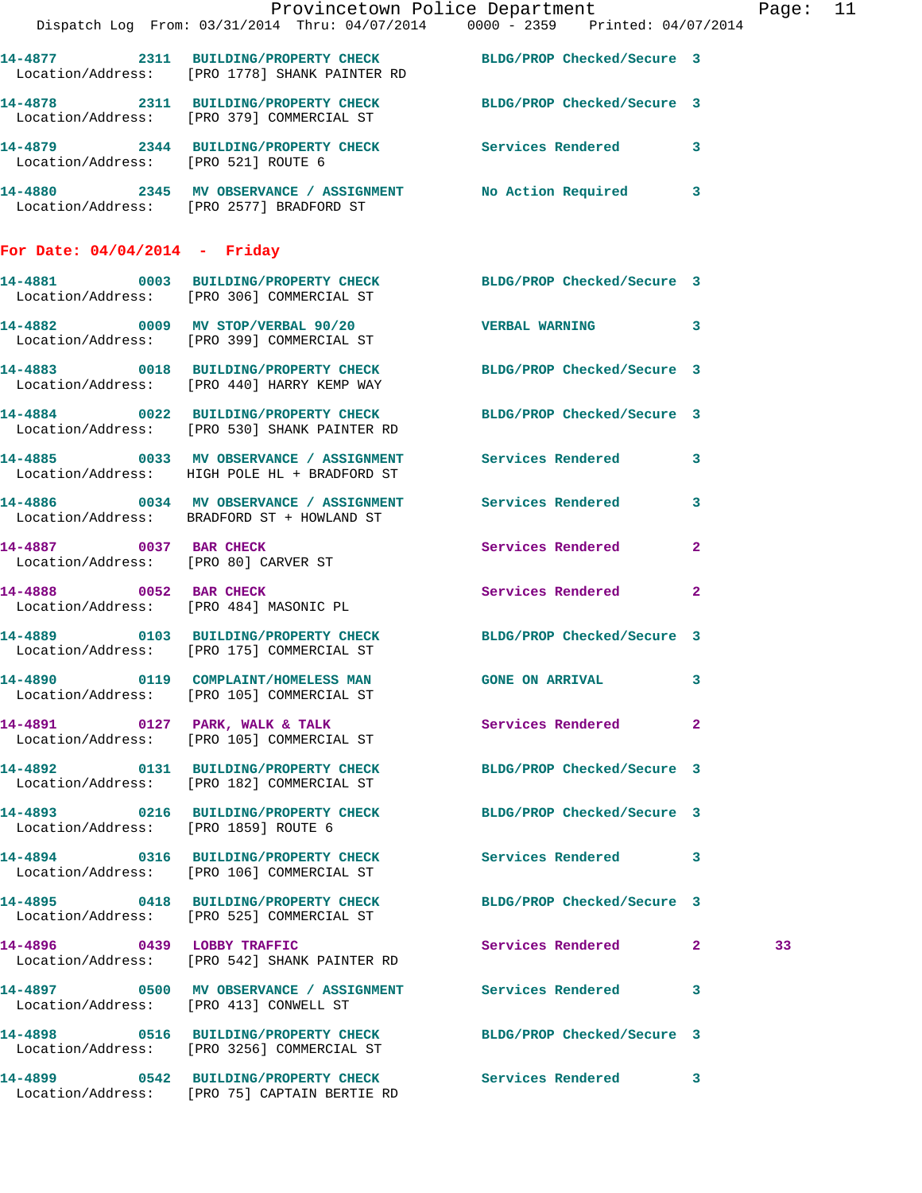14-4877 2311 BUILDING/PROPERTY CHECK BLDG/PROP Checked/Secure 3
Location/Address: [PRO 1778] SHANK PAINTER RD

14-4878 2311 BUILDING/PROPERTY CHECK BLDG/PROP Checked/Secure 3
Location/Address: [PRO 379] COMMERCIAL ST

14-4879 2344 BUILDING/PROPERTY CHECK Services Rendered 3
Location/Address: [PRO 521] ROUTE 6

14-4880 2345 MV OBSERVANCE / ASSIGNMENT No Action Required 3
Location/Address: [PRO 2577] BRADFORD ST

## For Date: 04/04/2014 - Friday

14-4881 0003 BUILDING/PROPERTY CHECK BLDG/PROP Checked/Secure 3
Location/Address: [PRO 306] COMMERCIAL ST

14-4882 0009 MV STOP/VERBAL 90/20 VERBAL WARNING 3
Location/Address: [PRO 399] COMMERCIAL ST

14-4883 0018 BUILDING/PROPERTY CHECK BLDG/PROP Checked/Secure 3
Location/Address: [PRO 440] HARRY KEMP WAY

14-4884 0022 BUILDING/PROPERTY CHECK BLDG/PROP Checked/Secure 3
Location/Address: [PRO 530] SHANK PAINTER RD

14-4885 0033 MV OBSERVANCE / ASSIGNMENT Services Rendered 3
Location/Address: HIGH POLE HL + BRADFORD ST

14-4886 0034 MV OBSERVANCE / ASSIGNMENT Services Rendered 3
Location/Address: BRADFORD ST + HOWLAND ST

14-4887 0037 BAR CHECK Services Rendered 2
Location/Address: [PRO 80] CARVER ST

14-4888 0052 BAR CHECK Services Rendered 2
Location/Address: [PRO 484] MASONIC PL

14-4889 0103 BUILDING/PROPERTY CHECK BLDG/PROP Checked/Secure 3
Location/Address: [PRO 175] COMMERCIAL ST

14-4890 0119 COMPLAINT/HOMELESS MAN GONE ON ARRIVAL 3
Location/Address: [PRO 105] COMMERCIAL ST

14-4891 0127 PARK, WALK & TALK Services Rendered 2
Location/Address: [PRO 105] COMMERCIAL ST

14-4892 0131 BUILDING/PROPERTY CHECK BLDG/PROP Checked/Secure 3
Location/Address: [PRO 182] COMMERCIAL ST

14-4893 0216 BUILDING/PROPERTY CHECK BLDG/PROP Checked/Secure 3
Location/Address: [PRO 1859] ROUTE 6

14-4894 0316 BUILDING/PROPERTY CHECK Services Rendered 3
Location/Address: [PRO 106] COMMERCIAL ST

14-4895 0418 BUILDING/PROPERTY CHECK BLDG/PROP Checked/Secure 3
Location/Address: [PRO 525] COMMERCIAL ST

14-4896 0439 LOBBY TRAFFIC Services Rendered 2 33
Location/Address: [PRO 542] SHANK PAINTER RD

14-4897 0500 MV OBSERVANCE / ASSIGNMENT Services Rendered 3
Location/Address: [PRO 413] CONWELL ST

14-4898 0516 BUILDING/PROPERTY CHECK BLDG/PROP Checked/Secure 3
Location/Address: [PRO 3256] COMMERCIAL ST

14-4899 0542 BUILDING/PROPERTY CHECK Services Rendered 3
Location/Address: [PRO 75] CAPTAIN BERTIE RD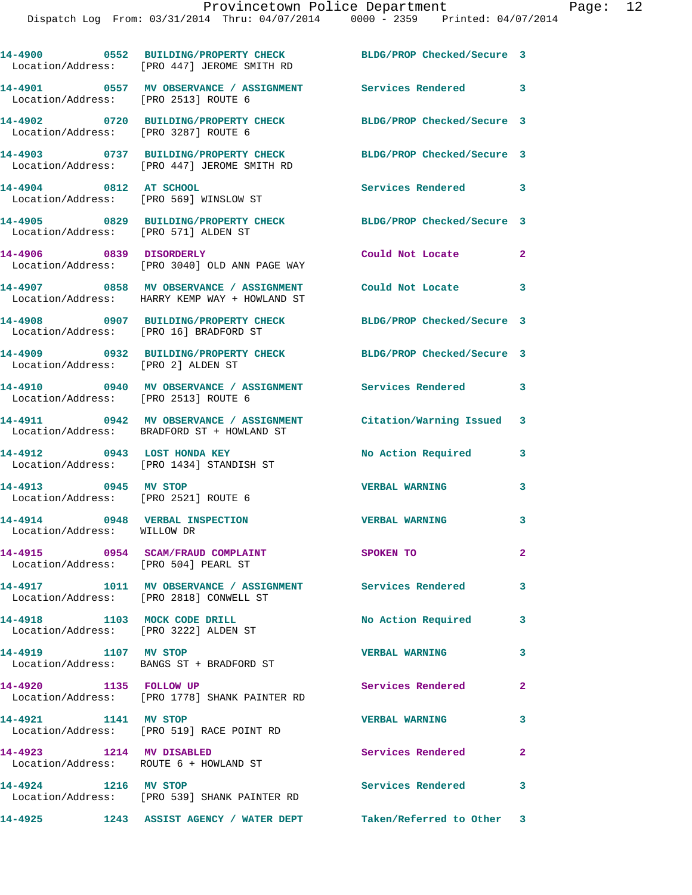14-4900 0552 BUILDING/PROPERTY CHECK BLDG/PROP Checked/Secure 3
Location/Address: [PRO 447] JEROME SMITH RD

14-4901 0557 MV OBSERVANCE / ASSIGNMENT Services Rendered 3
Location/Address: [PRO 2513] ROUTE 6

14-4902 0720 BUILDING/PROPERTY CHECK BLDG/PROP Checked/Secure 3
Location/Address: [PRO 3287] ROUTE 6

14-4903 0737 BUILDING/PROPERTY CHECK BLDG/PROP Checked/Secure 3
Location/Address: [PRO 447] JEROME SMITH RD

14-4904 0812 AT SCHOOL Services Rendered 3
Location/Address: [PRO 569] WINSLOW ST

14-4905 0829 BUILDING/PROPERTY CHECK BLDG/PROP Checked/Secure 3
Location/Address: [PRO 571] ALDEN ST

14-4906 0839 DISORDERLY Could Not Locate 2
Location/Address: [PRO 3040] OLD ANN PAGE WAY

14-4907 0858 MV OBSERVANCE / ASSIGNMENT Could Not Locate 3
Location/Address: HARRY KEMP WAY + HOWLAND ST

14-4908 0907 BUILDING/PROPERTY CHECK BLDG/PROP Checked/Secure 3
Location/Address: [PRO 16] BRADFORD ST

14-4909 0932 BUILDING/PROPERTY CHECK BLDG/PROP Checked/Secure 3
Location/Address: [PRO 2] ALDEN ST

14-4910 0940 MV OBSERVANCE / ASSIGNMENT Services Rendered 3
Location/Address: [PRO 2513] ROUTE 6

14-4911 0942 MV OBSERVANCE / ASSIGNMENT Citation/Warning Issued 3
Location/Address: BRADFORD ST + HOWLAND ST

14-4912 0943 LOST HONDA KEY No Action Required 3
Location/Address: [PRO 1434] STANDISH ST

14-4913 0945 MV STOP VERBAL WARNING 3
Location/Address: [PRO 2521] ROUTE 6

14-4914 0948 VERBAL INSPECTION VERBAL WARNING 3
Location/Address: WILLOW DR

14-4915 0954 SCAM/FRAUD COMPLAINT SPOKEN TO 2
Location/Address: [PRO 504] PEARL ST

14-4917 1011 MV OBSERVANCE / ASSIGNMENT Services Rendered 3
Location/Address: [PRO 2818] CONWELL ST

14-4918 1103 MOCK CODE DRILL No Action Required 3
Location/Address: [PRO 3222] ALDEN ST

14-4919 1107 MV STOP VERBAL WARNING 3
Location/Address: BANGS ST + BRADFORD ST

14-4920 1135 FOLLOW UP Services Rendered 2
Location/Address: [PRO 1778] SHANK PAINTER RD

14-4921 1141 MV STOP VERBAL WARNING 3
Location/Address: [PRO 519] RACE POINT RD

14-4923 1214 MV DISABLED Services Rendered 2
Location/Address: ROUTE 6 + HOWLAND ST

14-4924 1216 MV STOP Services Rendered 3
Location/Address: [PRO 539] SHANK PAINTER RD

14-4925 1243 ASSIST AGENCY / WATER DEPT Taken/Referred to Other 3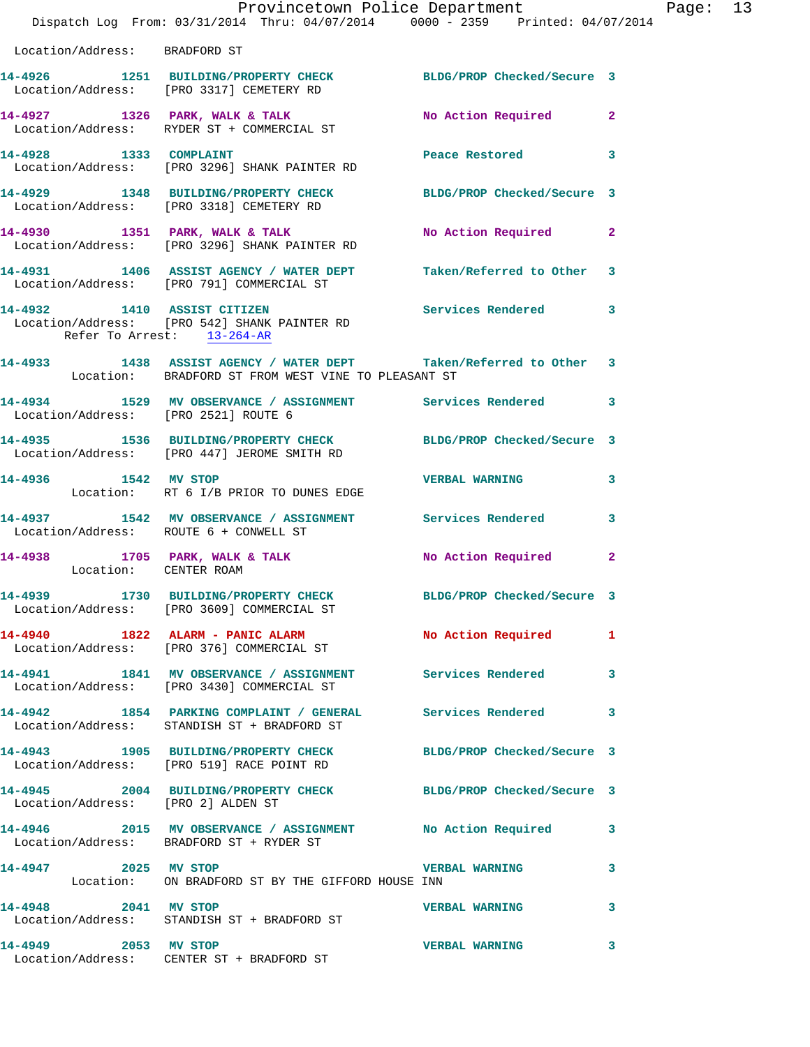Location/Address: BRADFORD ST

| Call # | Time | Call Reason | Action | Priority |
| --- | --- | --- | --- | --- |
| 14-4926 | 1251 | BUILDING/PROPERTY CHECK | BLDG/PROP Checked/Secure | 3 |

Location/Address: [PRO 3317] CEMETERY RD

| 14-4927 | 1326 | PARK, WALK & TALK | No Action Required | 2 |
| --- | --- | --- | --- | --- |

Location/Address: RYDER ST + COMMERCIAL ST

| 14-4928 | 1333 | COMPLAINT | Peace Restored | 3 |
| --- | --- | --- | --- | --- |

Location/Address: [PRO 3296] SHANK PAINTER RD

| 14-4929 | 1348 | BUILDING/PROPERTY CHECK | BLDG/PROP Checked/Secure | 3 |
| --- | --- | --- | --- | --- |

Location/Address: [PRO 3318] CEMETERY RD

| 14-4930 | 1351 | PARK, WALK & TALK | No Action Required | 2 |
| --- | --- | --- | --- | --- |

Location/Address: [PRO 3296] SHANK PAINTER RD

| 14-4931 | 1406 | ASSIST AGENCY / WATER DEPT | Taken/Referred to Other | 3 |
| --- | --- | --- | --- | --- |

Location/Address: [PRO 791] COMMERCIAL ST

| 14-4932 | 1410 | ASSIST CITIZEN | Services Rendered | 3 |
| --- | --- | --- | --- | --- |

Location/Address: [PRO 542] SHANK PAINTER RD
Refer To Arrest: 13-264-AR

| 14-4933 | 1438 | ASSIST AGENCY / WATER DEPT | Taken/Referred to Other | 3 |
| --- | --- | --- | --- | --- |

Location: BRADFORD ST FROM WEST VINE TO PLEASANT ST

| 14-4934 | 1529 | MV OBSERVATION / ASSIGNMENT | Services Rendered | 3 |
| --- | --- | --- | --- | --- |

Location/Address: [PRO 2521] ROUTE 6

| 14-4935 | 1536 | BUILDING/PROPERTY CHECK | BLDG/PROP Checked/Secure | 3 |
| --- | --- | --- | --- | --- |

Location/Address: [PRO 447] JEROME SMITH RD

| 14-4936 | 1542 | MV STOP | VERBAL WARNING | 3 |
| --- | --- | --- | --- | --- |

Location: RT 6 I/B PRIOR TO DUNES EDGE

| 14-4937 | 1542 | MV OBSERVATION / ASSIGNMENT | Services Rendered | 3 |
| --- | --- | --- | --- | --- |

Location/Address: ROUTE 6 + CONWELL ST

| 14-4938 | 1705 | PARK, WALK & TALK | No Action Required | 2 |
| --- | --- | --- | --- | --- |

Location: CENTER ROAM

| 14-4939 | 1730 | BUILDING/PROPERTY CHECK | BLDG/PROP Checked/Secure | 3 |
| --- | --- | --- | --- | --- |

Location/Address: [PRO 3609] COMMERCIAL ST

| 14-4940 | 1822 | ALARM - PANIC ALARM | No Action Required | 1 |
| --- | --- | --- | --- | --- |

Location/Address: [PRO 376] COMMERCIAL ST

| 14-4941 | 1841 | MV OBSERVATION / ASSIGNMENT | Services Rendered | 3 |
| --- | --- | --- | --- | --- |

Location/Address: [PRO 3430] COMMERCIAL ST

| 14-4942 | 1854 | PARKING COMPLAINT / GENERAL | Services Rendered | 3 |
| --- | --- | --- | --- | --- |

Location/Address: STANDISH ST + BRADFORD ST

| 14-4943 | 1905 | BUILDING/PROPERTY CHECK | BLDG/PROP Checked/Secure | 3 |
| --- | --- | --- | --- | --- |

Location/Address: [PRO 519] RACE POINT RD

| 14-4945 | 2004 | BUILDING/PROPERTY CHECK | BLDG/PROP Checked/Secure | 3 |
| --- | --- | --- | --- | --- |

Location/Address: [PRO 2] ALDEN ST

| 14-4946 | 2015 | MV OBSERVATION / ASSIGNMENT | No Action Required | 3 |
| --- | --- | --- | --- | --- |

Location/Address: BRADFORD ST + RYDER ST

| 14-4947 | 2025 | MV STOP | VERBAL WARNING | 3 |
| --- | --- | --- | --- | --- |

Location: ON BRADFORD ST BY THE GIFFORD HOUSE INN

| 14-4948 | 2041 | MV STOP | VERBAL WARNING | 3 |
| --- | --- | --- | --- | --- |

Location/Address: STANDISH ST + BRADFORD ST

| 14-4949 | 2053 | MV STOP | VERBAL WARNING | 3 |
| --- | --- | --- | --- | --- |

Location/Address: CENTER ST + BRADFORD ST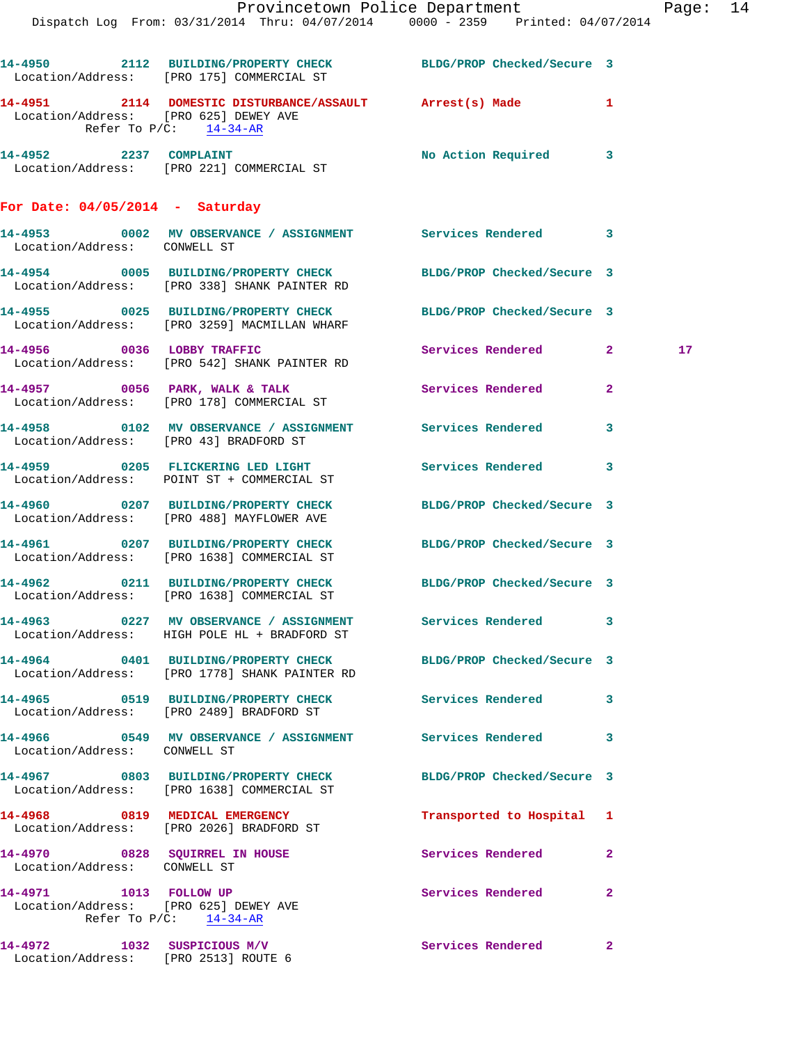14-4950 2112 BUILDING/PROPERTY CHECK BLDG/PROP Checked/Secure 3
Location/Address: [PRO 175] COMMERCIAL ST

14-4951 2114 DOMESTIC DISTURBANCE/ASSAULT Arrest(s) Made 1
Location/Address: [PRO 625] DEWEY AVE
Refer To P/C: 14-34-AR

14-4952 2237 COMPLAINT No Action Required 3
Location/Address: [PRO 221] COMMERCIAL ST

**For Date: 04/05/2014 - Saturday**

14-4953 0002 MV OBSERVANCE / ASSIGNMENT Services Rendered 3
Location/Address: CONWELL ST

14-4954 0005 BUILDING/PROPERTY CHECK BLDG/PROP Checked/Secure 3
Location/Address: [PRO 338] SHANK PAINTER RD

14-4955 0025 BUILDING/PROPERTY CHECK BLDG/PROP Checked/Secure 3
Location/Address: [PRO 3259] MACMILLAN WHARF

14-4956 0036 LOBBY TRAFFIC Services Rendered 2 17
Location/Address: [PRO 542] SHANK PAINTER RD

14-4957 0056 PARK, WALK & TALK Services Rendered 2
Location/Address: [PRO 178] COMMERCIAL ST

14-4958 0102 MV OBSERVANCE / ASSIGNMENT Services Rendered 3
Location/Address: [PRO 43] BRADFORD ST

14-4959 0205 FLICKERING LED LIGHT Services Rendered 3
Location/Address: POINT ST + COMMERCIAL ST

14-4960 0207 BUILDING/PROPERTY CHECK BLDG/PROP Checked/Secure 3
Location/Address: [PRO 488] MAYFLOWER AVE

14-4961 0207 BUILDING/PROPERTY CHECK BLDG/PROP Checked/Secure 3
Location/Address: [PRO 1638] COMMERCIAL ST

14-4962 0211 BUILDING/PROPERTY CHECK BLDG/PROP Checked/Secure 3
Location/Address: [PRO 1638] COMMERCIAL ST

14-4963 0227 MV OBSERVANCE / ASSIGNMENT Services Rendered 3
Location/Address: HIGH POLE HL + BRADFORD ST

14-4964 0401 BUILDING/PROPERTY CHECK BLDG/PROP Checked/Secure 3
Location/Address: [PRO 1778] SHANK PAINTER RD

14-4965 0519 BUILDING/PROPERTY CHECK Services Rendered 3
Location/Address: [PRO 2489] BRADFORD ST

14-4966 0549 MV OBSERVANCE / ASSIGNMENT Services Rendered 3
Location/Address: CONWELL ST

14-4967 0803 BUILDING/PROPERTY CHECK BLDG/PROP Checked/Secure 3
Location/Address: [PRO 1638] COMMERCIAL ST

14-4968 0819 MEDICAL EMERGENCY Transported to Hospital 1
Location/Address: [PRO 2026] BRADFORD ST

14-4970 0828 SQUIRREL IN HOUSE Services Rendered 2
Location/Address: CONWELL ST

14-4971 1013 FOLLOW UP Services Rendered 2
Location/Address: [PRO 625] DEWEY AVE
Refer To P/C: 14-34-AR

14-4972 1032 SUSPICIOUS M/V Services Rendered 2
Location/Address: [PRO 2513] ROUTE 6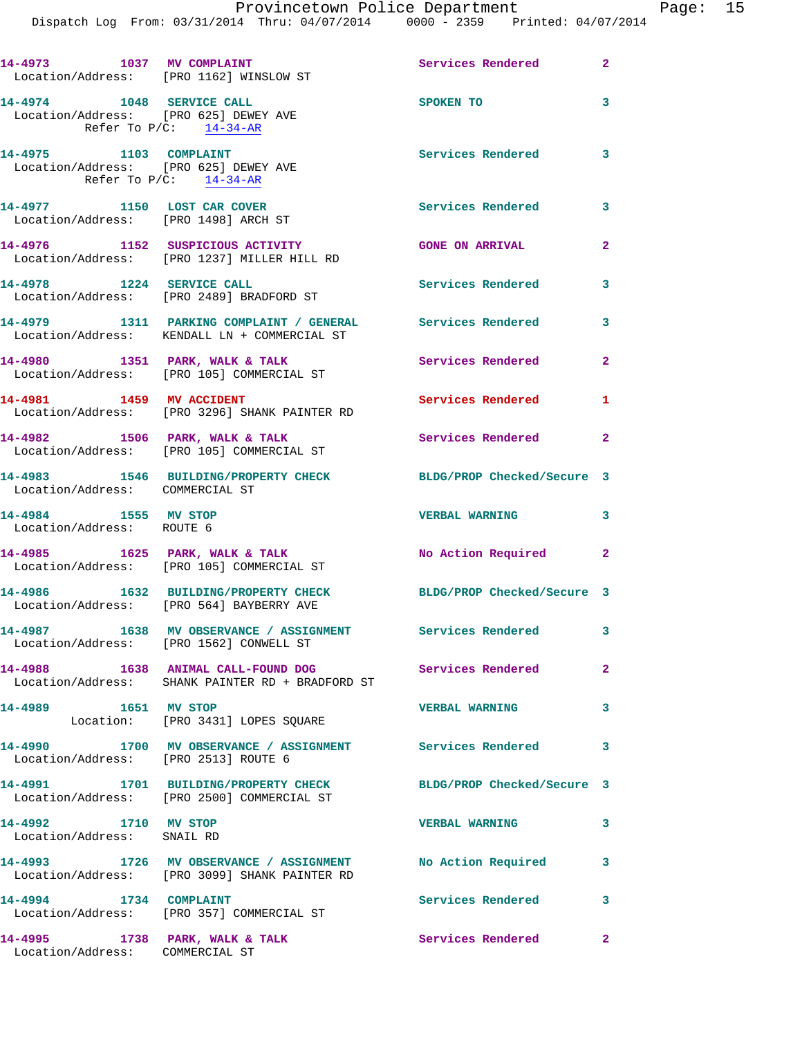14-4973 1037 MV COMPLAINT Services Rendered 2
Location/Address: [PRO 1162] WINSLOW ST

14-4974 1048 SERVICE CALL SPOKEN TO 3
Location/Address: [PRO 625] DEWEY AVE
Refer To P/C: 14-34-AR

14-4975 1103 COMPLAINT Services Rendered 3
Location/Address: [PRO 625] DEWEY AVE
Refer To P/C: 14-34-AR

14-4977 1150 LOST CAR COVER Services Rendered 3
Location/Address: [PRO 1498] ARCH ST

14-4976 1152 SUSPICIOUS ACTIVITY GONE ON ARRIVAL 2
Location/Address: [PRO 1237] MILLER HILL RD

14-4978 1224 SERVICE CALL Services Rendered 3
Location/Address: [PRO 2489] BRADFORD ST

14-4979 1311 PARKING COMPLAINT / GENERAL Services Rendered 3
Location/Address: KENDALL LN + COMMERCIAL ST

14-4980 1351 PARK, WALK & TALK Services Rendered 2
Location/Address: [PRO 105] COMMERCIAL ST

14-4981 1459 MV ACCIDENT Services Rendered 1
Location/Address: [PRO 3296] SHANK PAINTER RD

14-4982 1506 PARK, WALK & TALK Services Rendered 2
Location/Address: [PRO 105] COMMERCIAL ST

14-4983 1546 BUILDING/PROPERTY CHECK BLDG/PROP Checked/Secure 3
Location/Address: COMMERCIAL ST

14-4984 1555 MV STOP VERBAL WARNING 3
Location/Address: ROUTE 6

14-4985 1625 PARK, WALK & TALK No Action Required 2
Location/Address: [PRO 105] COMMERCIAL ST

14-4986 1632 BUILDING/PROPERTY CHECK BLDG/PROP Checked/Secure 3
Location/Address: [PRO 564] BAYBERRY AVE

14-4987 1638 MV OBSERVANCE / ASSIGNMENT Services Rendered 3
Location/Address: [PRO 1562] CONWELL ST

14-4988 1638 ANIMAL CALL-FOUND DOG Services Rendered 2
Location/Address: SHANK PAINTER RD + BRADFORD ST

14-4989 1651 MV STOP VERBAL WARNING 3
Location: [PRO 3431] LOPES SQUARE

14-4990 1700 MV OBSERVANCE / ASSIGNMENT Services Rendered 3
Location/Address: [PRO 2513] ROUTE 6

14-4991 1701 BUILDING/PROPERTY CHECK BLDG/PROP Checked/Secure 3
Location/Address: [PRO 2500] COMMERCIAL ST

14-4992 1710 MV STOP VERBAL WARNING 3
Location/Address: SNAIL RD

14-4993 1726 MV OBSERVANCE / ASSIGNMENT No Action Required 3
Location/Address: [PRO 3099] SHANK PAINTER RD

14-4994 1734 COMPLAINT Services Rendered 3
Location/Address: [PRO 357] COMMERCIAL ST

14-4995 1738 PARK, WALK & TALK Services Rendered 2
Location/Address: COMMERCIAL ST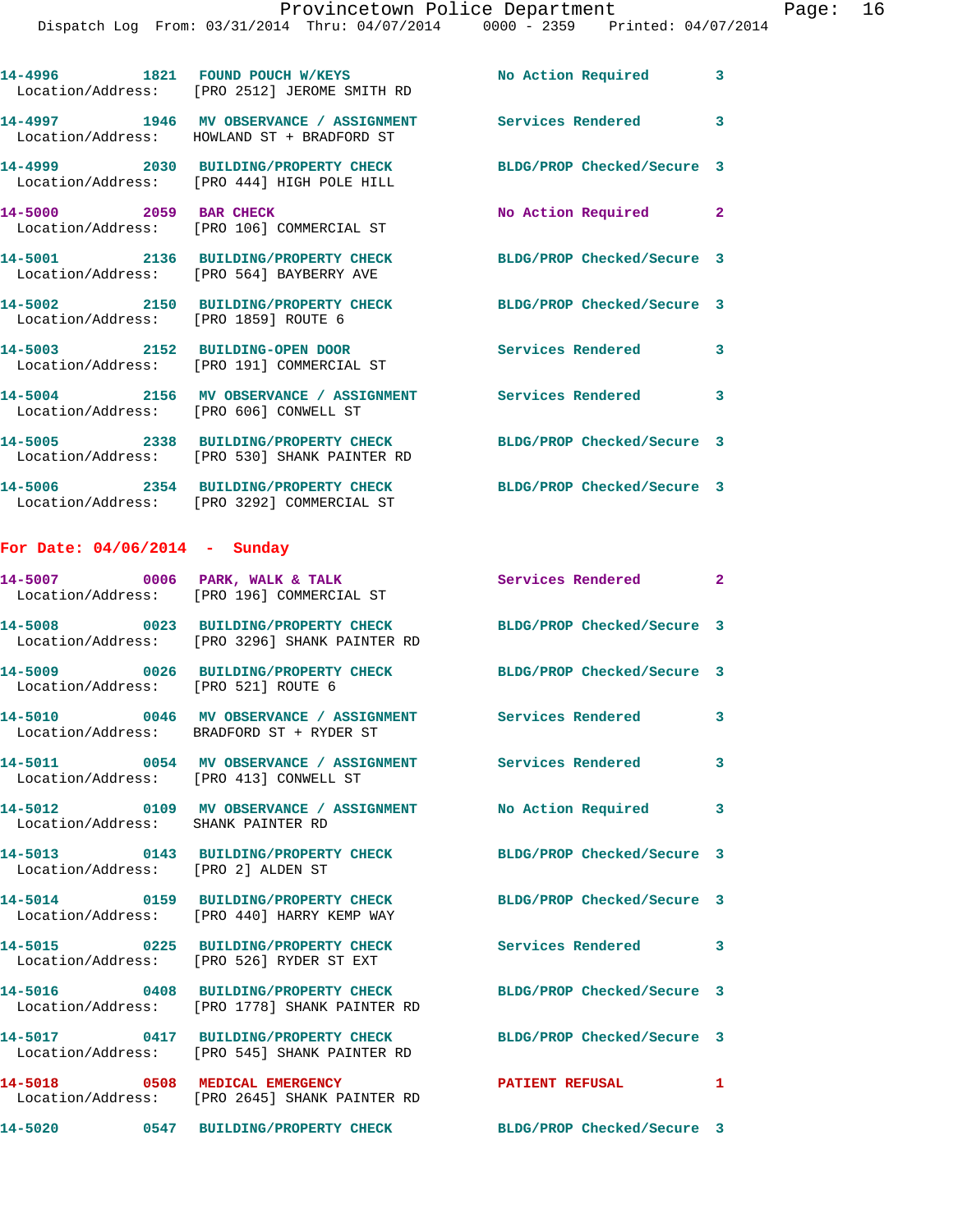14-4996 1821 FOUND POUCH W/KEYS No Action Required 3
Location/Address: [PRO 2512] JEROME SMITH RD

14-4997 1946 MV OBSERVANCE / ASSIGNMENT Services Rendered 3
Location/Address: HOWLAND ST + BRADFORD ST

14-4999 2030 BUILDING/PROPERTY CHECK BLDG/PROP Checked/Secure 3
Location/Address: [PRO 444] HIGH POLE HILL

14-5000 2059 BAR CHECK No Action Required 2
Location/Address: [PRO 106] COMMERCIAL ST

14-5001 2136 BUILDING/PROPERTY CHECK BLDG/PROP Checked/Secure 3
Location/Address: [PRO 564] BAYBERRY AVE

14-5002 2150 BUILDING/PROPERTY CHECK BLDG/PROP Checked/Secure 3
Location/Address: [PRO 1859] ROUTE 6

14-5003 2152 BUILDING-OPEN DOOR Services Rendered 3
Location/Address: [PRO 191] COMMERCIAL ST

14-5004 2156 MV OBSERVANCE / ASSIGNMENT Services Rendered 3
Location/Address: [PRO 606] CONWELL ST

14-5005 2338 BUILDING/PROPERTY CHECK BLDG/PROP Checked/Secure 3
Location/Address: [PRO 530] SHANK PAINTER RD

14-5006 2354 BUILDING/PROPERTY CHECK BLDG/PROP Checked/Secure 3
Location/Address: [PRO 3292] COMMERCIAL ST

**For Date: 04/06/2014 - Sunday**

14-5007 0006 PARK, WALK & TALK Services Rendered 2
Location/Address: [PRO 196] COMMERCIAL ST

14-5008 0023 BUILDING/PROPERTY CHECK BLDG/PROP Checked/Secure 3
Location/Address: [PRO 3296] SHANK PAINTER RD

14-5009 0026 BUILDING/PROPERTY CHECK BLDG/PROP Checked/Secure 3
Location/Address: [PRO 521] ROUTE 6

14-5010 0046 MV OBSERVANCE / ASSIGNMENT Services Rendered 3
Location/Address: BRADFORD ST + RYDER ST

14-5011 0054 MV OBSERVANCE / ASSIGNMENT Services Rendered 3
Location/Address: [PRO 413] CONWELL ST

14-5012 0109 MV OBSERVANCE / ASSIGNMENT No Action Required 3
Location/Address: SHANK PAINTER RD

14-5013 0143 BUILDING/PROPERTY CHECK BLDG/PROP Checked/Secure 3
Location/Address: [PRO 2] ALDEN ST

14-5014 0159 BUILDING/PROPERTY CHECK BLDG/PROP Checked/Secure 3
Location/Address: [PRO 440] HARRY KEMP WAY

14-5015 0225 BUILDING/PROPERTY CHECK Services Rendered 3
Location/Address: [PRO 526] RYDER ST EXT

14-5016 0408 BUILDING/PROPERTY CHECK BLDG/PROP Checked/Secure 3
Location/Address: [PRO 1778] SHANK PAINTER RD

14-5017 0417 BUILDING/PROPERTY CHECK BLDG/PROP Checked/Secure 3
Location/Address: [PRO 545] SHANK PAINTER RD

14-5018 0508 MEDICAL EMERGENCY PATIENT REFUSAL 1
Location/Address: [PRO 2645] SHANK PAINTER RD

14-5020 0547 BUILDING/PROPERTY CHECK BLDG/PROP Checked/Secure 3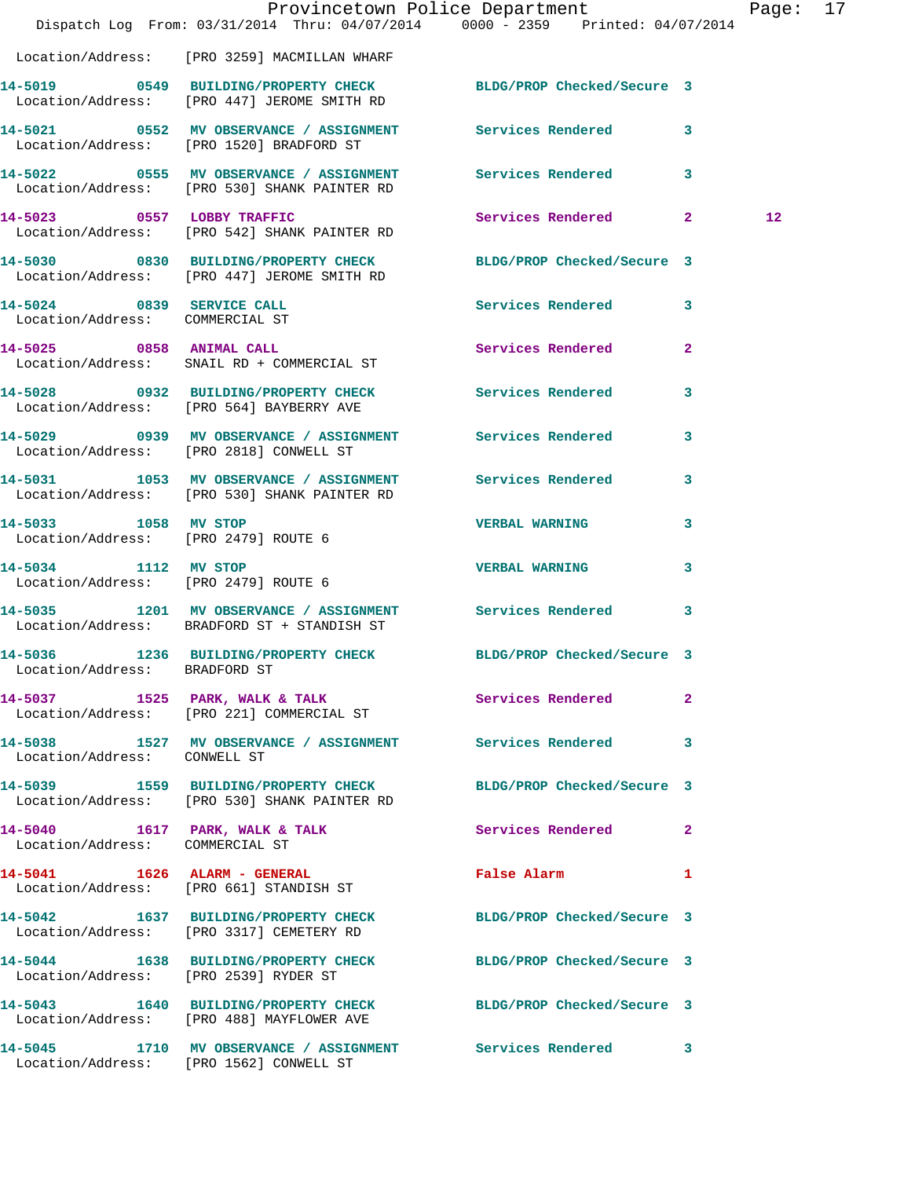Location/Address: [PRO 3259] MACMILLAN WHARF

| Call # | Time | Call Type | Disposition | Priority | |
|---|---|---|---|---|---|
| 14-5019 | 0549 | BUILDING/PROPERTY CHECK | BLDG/PROP Checked/Secure | 3 | |
| | | Location/Address: [PRO 447] JEROME SMITH RD | | | |
| 14-5021 | 0552 | MV OBSERVANCE / ASSIGNMENT | Services Rendered | 3 | |
| | | Location/Address: [PRO 1520] BRADFORD ST | | | |
| 14-5022 | 0555 | MV OBSERVANCE / ASSIGNMENT | Services Rendered | 3 | |
| | | Location/Address: [PRO 530] SHANK PAINTER RD | | | |
| 14-5023 | 0557 | LOBBY TRAFFIC | Services Rendered | 2 | 12 |
| | | Location/Address: [PRO 542] SHANK PAINTER RD | | | |
| 14-5030 | 0830 | BUILDING/PROPERTY CHECK | BLDG/PROP Checked/Secure | 3 | |
| | | Location/Address: [PRO 447] JEROME SMITH RD | | | |
| 14-5024 | 0839 | SERVICE CALL | Services Rendered | 3 | |
| | | Location/Address: COMMERCIAL ST | | | |
| 14-5025 | 0858 | ANIMAL CALL | Services Rendered | 2 | |
| | | Location/Address: SNAIL RD + COMMERCIAL ST | | | |
| 14-5028 | 0932 | BUILDING/PROPERTY CHECK | Services Rendered | 3 | |
| | | Location/Address: [PRO 564] BAYBERRY AVE | | | |
| 14-5029 | 0939 | MV OBSERVANCE / ASSIGNMENT | Services Rendered | 3 | |
| | | Location/Address: [PRO 2818] CONWELL ST | | | |
| 14-5031 | 1053 | MV OBSERVANCE / ASSIGNMENT | Services Rendered | 3 | |
| | | Location/Address: [PRO 530] SHANK PAINTER RD | | | |
| 14-5033 | 1058 | MV STOP | VERBAL WARNING | 3 | |
| | | Location/Address: [PRO 2479] ROUTE 6 | | | |
| 14-5034 | 1112 | MV STOP | VERBAL WARNING | 3 | |
| | | Location/Address: [PRO 2479] ROUTE 6 | | | |
| 14-5035 | 1201 | MV OBSERVANCE / ASSIGNMENT | Services Rendered | 3 | |
| | | Location/Address: BRADFORD ST + STANDISH ST | | | |
| 14-5036 | 1236 | BUILDING/PROPERTY CHECK | BLDG/PROP Checked/Secure | 3 | |
| | | Location/Address: BRADFORD ST | | | |
| 14-5037 | 1525 | PARK, WALK & TALK | Services Rendered | 2 | |
| | | Location/Address: [PRO 221] COMMERCIAL ST | | | |
| 14-5038 | 1527 | MV OBSERVANCE / ASSIGNMENT | Services Rendered | 3 | |
| | | Location/Address: CONWELL ST | | | |
| 14-5039 | 1559 | BUILDING/PROPERTY CHECK | BLDG/PROP Checked/Secure | 3 | |
| | | Location/Address: [PRO 530] SHANK PAINTER RD | | | |
| 14-5040 | 1617 | PARK, WALK & TALK | Services Rendered | 2 | |
| | | Location/Address: COMMERCIAL ST | | | |
| 14-5041 | 1626 | ALARM - GENERAL | False Alarm | 1 | |
| | | Location/Address: [PRO 661] STANDISH ST | | | |
| 14-5042 | 1637 | BUILDING/PROPERTY CHECK | BLDG/PROP Checked/Secure | 3 | |
| | | Location/Address: [PRO 3317] CEMETERY RD | | | |
| 14-5044 | 1638 | BUILDING/PROPERTY CHECK | BLDG/PROP Checked/Secure | 3 | |
| | | Location/Address: [PRO 2539] RYDER ST | | | |
| 14-5043 | 1640 | BUILDING/PROPERTY CHECK | BLDG/PROP Checked/Secure | 3 | |
| | | Location/Address: [PRO 488] MAYFLOWER AVE | | | |
| 14-5045 | 1710 | MV OBSERVANCE / ASSIGNMENT | Services Rendered | 3 | |
| | | Location/Address: [PRO 1562] CONWELL ST | | | |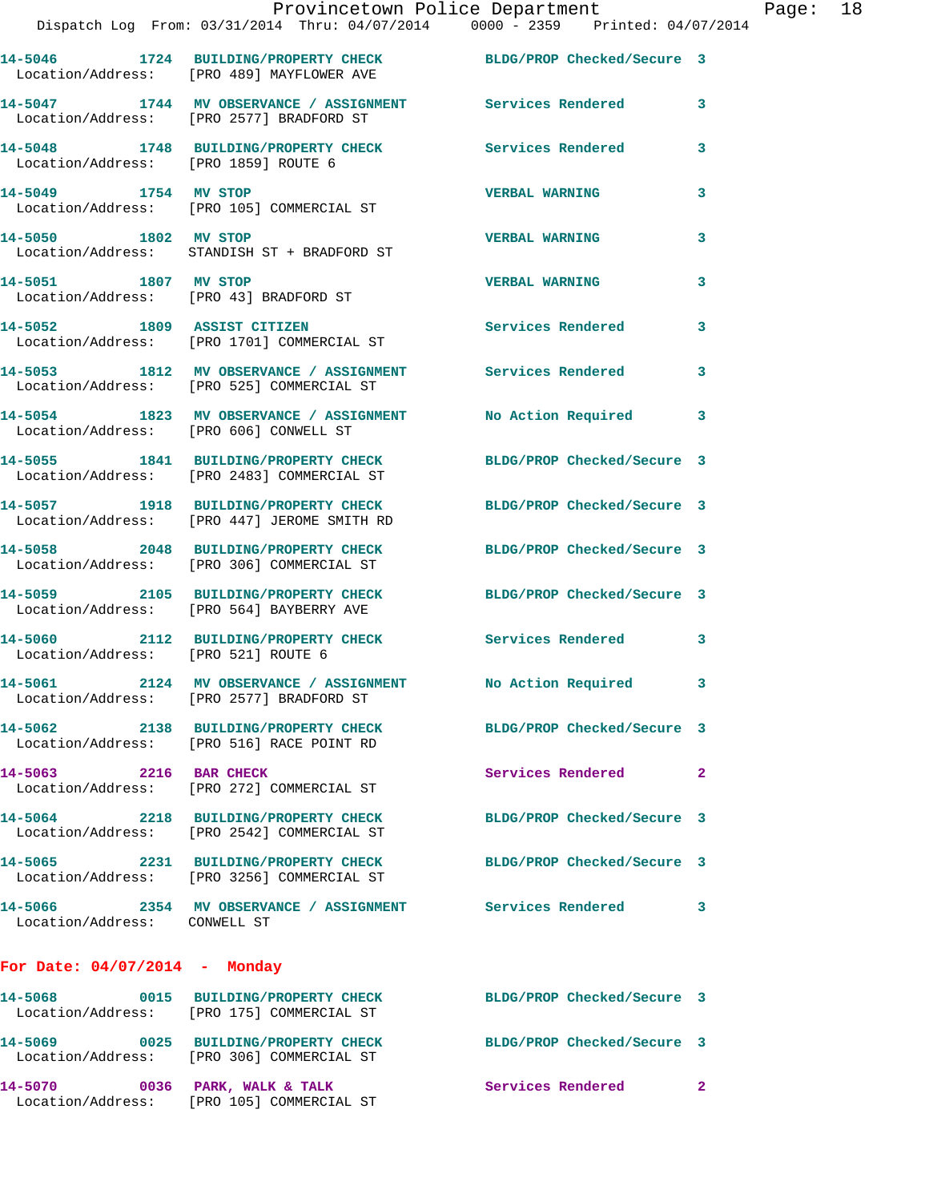14-5046 1724 BUILDING/PROPERTY CHECK BLDG/PROP Checked/Secure 3
Location/Address: [PRO 489] MAYFLOWER AVE

14-5047 1744 MV OBSERVANCE / ASSIGNMENT Services Rendered 3
Location/Address: [PRO 2577] BRADFORD ST

14-5048 1748 BUILDING/PROPERTY CHECK Services Rendered 3
Location/Address: [PRO 1859] ROUTE 6

14-5049 1754 MV STOP VERBAL WARNING 3
Location/Address: [PRO 105] COMMERCIAL ST

14-5050 1802 MV STOP VERBAL WARNING 3
Location/Address: STANDISH ST + BRADFORD ST

14-5051 1807 MV STOP VERBAL WARNING 3
Location/Address: [PRO 43] BRADFORD ST

14-5052 1809 ASSIST CITIZEN Services Rendered 3
Location/Address: [PRO 1701] COMMERCIAL ST

14-5053 1812 MV OBSERVANCE / ASSIGNMENT Services Rendered 3
Location/Address: [PRO 525] COMMERCIAL ST

14-5054 1823 MV OBSERVANCE / ASSIGNMENT No Action Required 3
Location/Address: [PRO 606] CONWELL ST

14-5055 1841 BUILDING/PROPERTY CHECK BLDG/PROP Checked/Secure 3
Location/Address: [PRO 2483] COMMERCIAL ST

14-5057 1918 BUILDING/PROPERTY CHECK BLDG/PROP Checked/Secure 3
Location/Address: [PRO 447] JEROME SMITH RD

14-5058 2048 BUILDING/PROPERTY CHECK BLDG/PROP Checked/Secure 3
Location/Address: [PRO 306] COMMERCIAL ST

14-5059 2105 BUILDING/PROPERTY CHECK BLDG/PROP Checked/Secure 3
Location/Address: [PRO 564] BAYBERRY AVE

14-5060 2112 BUILDING/PROPERTY CHECK Services Rendered 3
Location/Address: [PRO 521] ROUTE 6

14-5061 2124 MV OBSERVANCE / ASSIGNMENT No Action Required 3
Location/Address: [PRO 2577] BRADFORD ST

14-5062 2138 BUILDING/PROPERTY CHECK BLDG/PROP Checked/Secure 3
Location/Address: [PRO 516] RACE POINT RD

14-5063 2216 BAR CHECK Services Rendered 2
Location/Address: [PRO 272] COMMERCIAL ST

14-5064 2218 BUILDING/PROPERTY CHECK BLDG/PROP Checked/Secure 3
Location/Address: [PRO 2542] COMMERCIAL ST

14-5065 2231 BUILDING/PROPERTY CHECK BLDG/PROP Checked/Secure 3
Location/Address: [PRO 3256] COMMERCIAL ST

14-5066 2354 MV OBSERVANCE / ASSIGNMENT Services Rendered 3
Location/Address: CONWELL ST

**For Date: 04/07/2014 - Monday**

14-5068 0015 BUILDING/PROPERTY CHECK BLDG/PROP Checked/Secure 3
Location/Address: [PRO 175] COMMERCIAL ST

14-5069 0025 BUILDING/PROPERTY CHECK BLDG/PROP Checked/Secure 3
Location/Address: [PRO 306] COMMERCIAL ST

14-5070 0036 PARK, WALK & TALK Services Rendered 2
Location/Address: [PRO 105] COMMERCIAL ST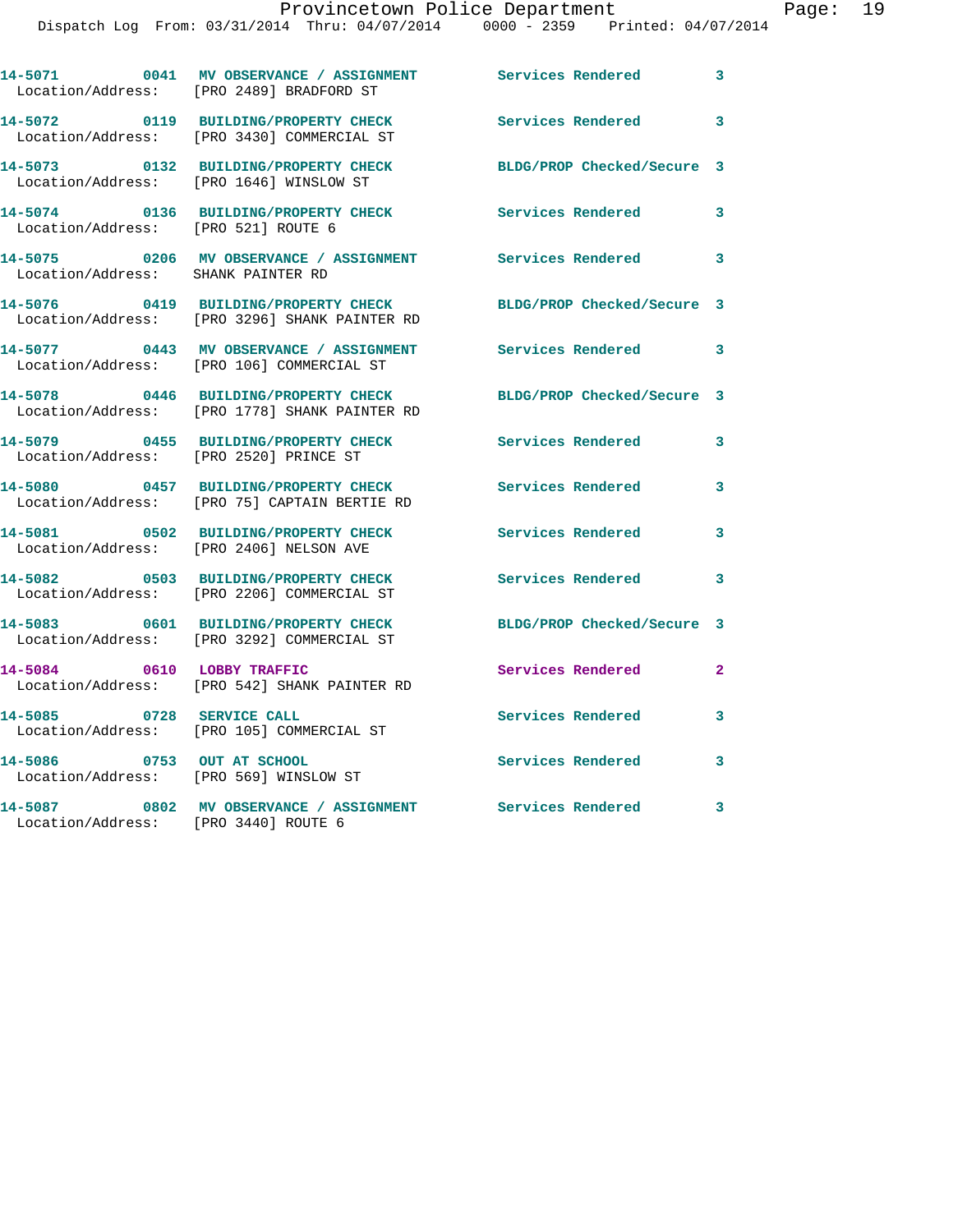14-5071 0041 MV OBSERVANCE / ASSIGNMENT Services Rendered 3
Location/Address: [PRO 2489] BRADFORD ST

14-5072 0119 BUILDING/PROPERTY CHECK Services Rendered 3
Location/Address: [PRO 3430] COMMERCIAL ST

14-5073 0132 BUILDING/PROPERTY CHECK BLDG/PROP Checked/Secure 3
Location/Address: [PRO 1646] WINSLOW ST

14-5074 0136 BUILDING/PROPERTY CHECK Services Rendered 3
Location/Address: [PRO 521] ROUTE 6

14-5075 0206 MV OBSERVANCE / ASSIGNMENT Services Rendered 3
Location/Address: SHANK PAINTER RD

14-5076 0419 BUILDING/PROPERTY CHECK BLDG/PROP Checked/Secure 3
Location/Address: [PRO 3296] SHANK PAINTER RD

14-5077 0443 MV OBSERVANCE / ASSIGNMENT Services Rendered 3
Location/Address: [PRO 106] COMMERCIAL ST

14-5078 0446 BUILDING/PROPERTY CHECK BLDG/PROP Checked/Secure 3
Location/Address: [PRO 1778] SHANK PAINTER RD

14-5079 0455 BUILDING/PROPERTY CHECK Services Rendered 3
Location/Address: [PRO 2520] PRINCE ST

14-5080 0457 BUILDING/PROPERTY CHECK Services Rendered 3
Location/Address: [PRO 75] CAPTAIN BERTIE RD

14-5081 0502 BUILDING/PROPERTY CHECK Services Rendered 3
Location/Address: [PRO 2406] NELSON AVE

14-5082 0503 BUILDING/PROPERTY CHECK Services Rendered 3
Location/Address: [PRO 2206] COMMERCIAL ST

14-5083 0601 BUILDING/PROPERTY CHECK BLDG/PROP Checked/Secure 3
Location/Address: [PRO 3292] COMMERCIAL ST

14-5084 0610 LOBBY TRAFFIC Services Rendered 2
Location/Address: [PRO 542] SHANK PAINTER RD

14-5085 0728 SERVICE CALL Services Rendered 3
Location/Address: [PRO 105] COMMERCIAL ST

14-5086 0753 OUT AT SCHOOL Services Rendered 3
Location/Address: [PRO 569] WINSLOW ST

14-5087 0802 MV OBSERVANCE / ASSIGNMENT Services Rendered 3
Location/Address: [PRO 3440] ROUTE 6